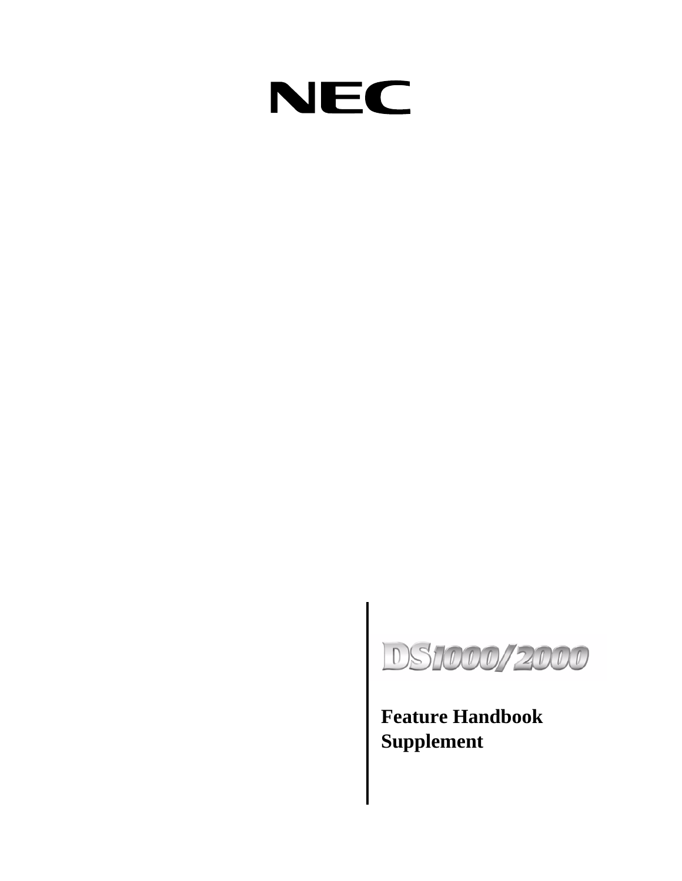NEC

DS1000/2000

# Feature Handbook Supplement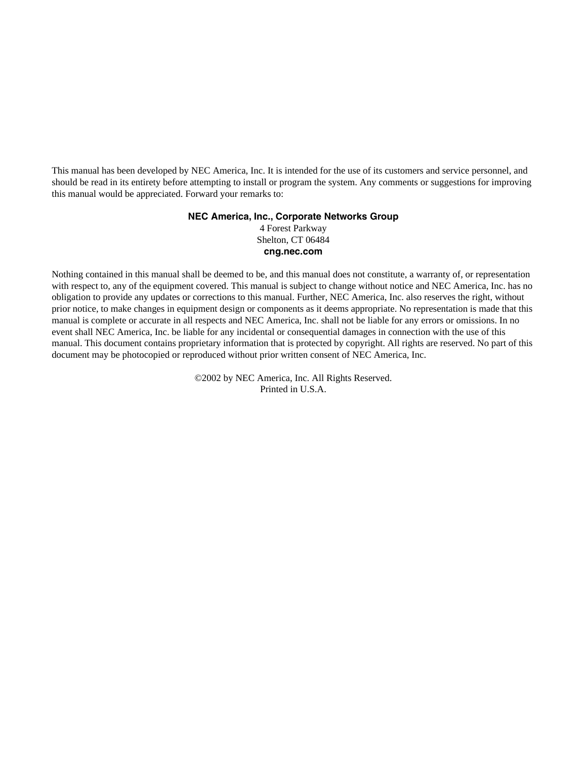This manual has been developed by NEC America, Inc. It is intended for the use of its customers and service personnel, and should be read in its entirety before attempting to install or program the system. Any comments or suggestions for improving this manual would be appreciated. Forward your remarks to:

**NEC America, Inc., Corporate Networks Group**
4 Forest Parkway
Shelton, CT 06484
**cng.nec.com**

Nothing contained in this manual shall be deemed to be, and this manual does not constitute, a warranty of, or representation with respect to, any of the equipment covered. This manual is subject to change without notice and NEC America, Inc. has no obligation to provide any updates or corrections to this manual. Further, NEC America, Inc. also reserves the right, without prior notice, to make changes in equipment design or components as it deems appropriate. No representation is made that this manual is complete or accurate in all respects and NEC America, Inc. shall not be liable for any errors or omissions. In no event shall NEC America, Inc. be liable for any incidental or consequential damages in connection with the use of this manual. This document contains proprietary information that is protected by copyright. All rights are reserved. No part of this document may be photocopied or reproduced without prior written consent of NEC America, Inc.

©2002 by NEC America, Inc. All Rights Reserved.
Printed in U.S.A.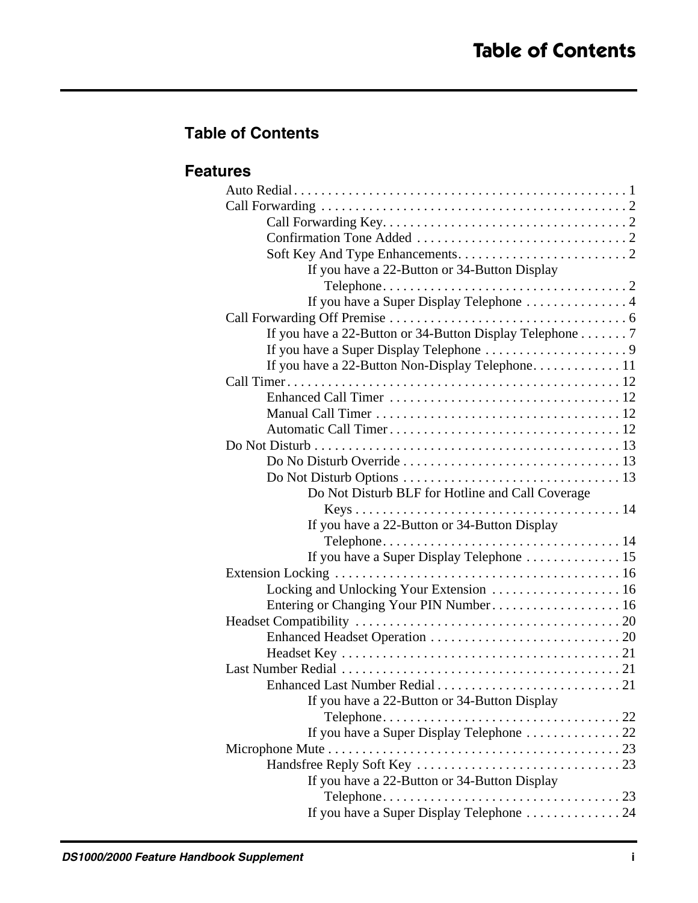# Table of Contents

## Table of Contents

### Features

- Auto Redial . . . . . . . . . . 1
- Call Forwarding . . . . . . . . . . 2
  - Call Forwarding Key. . . . . . . . . . 2
  - Confirmation Tone Added . . . . . . . . . . 2
  - Soft Key And Type Enhancements. . . . . . . . . . 2
    - If you have a 22-Button or 34-Button Display Telephone. . . . . . . . . . 2
    - If you have a Super Display Telephone . . . . . . . . . . 4
- Call Forwarding Off Premise . . . . . . . . . . 6
  - If you have a 22-Button or 34-Button Display Telephone . . . . . . . 7
  - If you have a Super Display Telephone . . . . . . . . . . 9
  - If you have a 22-Button Non-Display Telephone. . . . . . . . . . 11
- Call Timer . . . . . . . . . . 12
  - Enhanced Call Timer . . . . . . . . . . 12
  - Manual Call Timer . . . . . . . . . . 12
  - Automatic Call Timer . . . . . . . . . . 12
- Do Not Disturb . . . . . . . . . . 13
  - Do No Disturb Override . . . . . . . . . . 13
  - Do Not Disturb Options . . . . . . . . . . 13
    - Do Not Disturb BLF for Hotline and Call Coverage Keys . . . . . . . . . . 14
    - If you have a 22-Button or 34-Button Display Telephone. . . . . . . . . . 14
    - If you have a Super Display Telephone . . . . . . . . . . 15
- Extension Locking . . . . . . . . . . 16
  - Locking and Unlocking Your Extension . . . . . . . . . . 16
  - Entering or Changing Your PIN Number. . . . . . . . . . 16
- Headset Compatibility . . . . . . . . . . 20
  - Enhanced Headset Operation . . . . . . . . . . 20
  - Headset Key . . . . . . . . . . 21
- Last Number Redial . . . . . . . . . . 21
  - Enhanced Last Number Redial . . . . . . . . . . 21
    - If you have a 22-Button or 34-Button Display Telephone. . . . . . . . . . 22
    - If you have a Super Display Telephone . . . . . . . . . . 22
- Microphone Mute . . . . . . . . . . 23
  - Handsfree Reply Soft Key . . . . . . . . . . 23
    - If you have a 22-Button or 34-Button Display Telephone. . . . . . . . . . 23
    - If you have a Super Display Telephone . . . . . . . . . . 24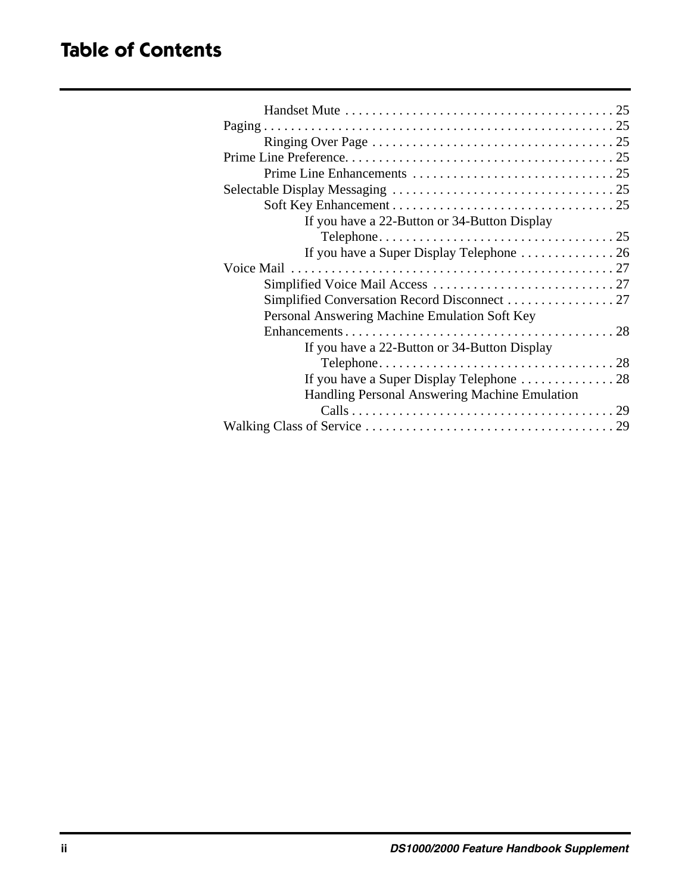# Table of Contents

- Handset Mute . . . . . . . . . . . . . . . . . . . . . . . . . . . . . . . . . . . . . . . 25
- Paging . . . . . . . . . . . . . . . . . . . . . . . . . . . . . . . . . . . . . . . . . . . . . . . . . 25
  - Ringing Over Page . . . . . . . . . . . . . . . . . . . . . . . . . . . . . . . . . . . 25
- Prime Line Preference. . . . . . . . . . . . . . . . . . . . . . . . . . . . . . . . . . . . . . 25
  - Prime Line Enhancements . . . . . . . . . . . . . . . . . . . . . . . . . . . . . 25
- Selectable Display Messaging . . . . . . . . . . . . . . . . . . . . . . . . . . . . . . . . 25
  - Soft Key Enhancement . . . . . . . . . . . . . . . . . . . . . . . . . . . . . . . . . 25
    - If you have a 22-Button or 34-Button Display Telephone. . . . . . . . . . . . . . . . . . . . . . . . . . . . . . . . . . . 25
    - If you have a Super Display Telephone . . . . . . . . . . . . . . 26
- Voice Mail . . . . . . . . . . . . . . . . . . . . . . . . . . . . . . . . . . . . . . . . . . . . . . . 27
  - Simplified Voice Mail Access . . . . . . . . . . . . . . . . . . . . . . . . . . . 27
  - Simplified Conversation Record Disconnect . . . . . . . . . . . . . . . . 27
  - Personal Answering Machine Emulation Soft Key Enhancements . . . . . . . . . . . . . . . . . . . . . . . . . . . . . . . . . . . . . . . . 28
    - If you have a 22-Button or 34-Button Display Telephone. . . . . . . . . . . . . . . . . . . . . . . . . . . . . . . . . . . 28
    - If you have a Super Display Telephone . . . . . . . . . . . . . . 28
    - Handling Personal Answering Machine Emulation Calls . . . . . . . . . . . . . . . . . . . . . . . . . . . . . . . . . . . . . . . 29
- Walking Class of Service . . . . . . . . . . . . . . . . . . . . . . . . . . . . . . . . . . . . . 29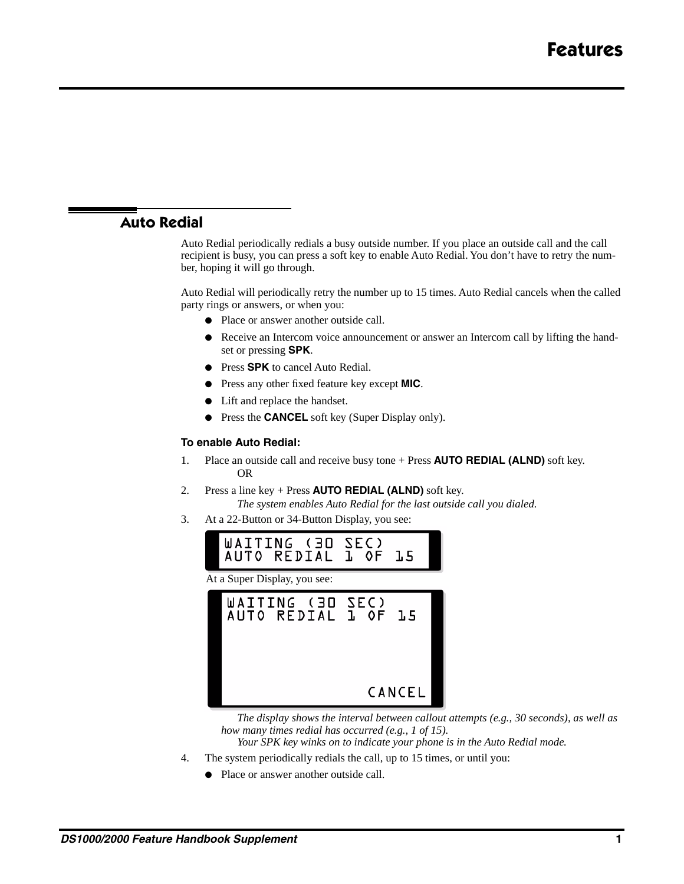# Features

## Auto Redial

Auto Redial periodically redials a busy outside number. If you place an outside call and the call recipient is busy, you can press a soft key to enable Auto Redial. You don't have to retry the number, hoping it will go through.

Auto Redial will periodically retry the number up to 15 times. Auto Redial cancels when the called party rings or answers, or when you:

- Place or answer another outside call.
- Receive an Intercom voice announcement or answer an Intercom call by lifting the handset or pressing **SPK**.
- Press **SPK** to cancel Auto Redial.
- Press any other fixed feature key except **MIC**.
- Lift and replace the handset.
- Press the **CANCEL** soft key (Super Display only).

**To enable Auto Redial:**

1. Place an outside call and receive busy tone + Press **AUTO REDIAL (ALND)** soft key.
   OR
2. Press a line key + Press **AUTO REDIAL (ALND)** soft key.
   *The system enables Auto Redial for the last outside call you dialed.*
3. At a 22-Button or 34-Button Display, you see:

   ```
   WAITING (30 SEC)
   AUTO REDIAL 1 OF 15
   ```

   At a Super Display, you see:

   ```
   WAITING (30 SEC)
   AUTO REDIAL 1 OF 15




                 CANCEL
   ```

   *The display shows the interval between callout attempts (e.g., 30 seconds), as well as how many times redial has occurred (e.g., 1 of 15).*
   *Your SPK key winks on to indicate your phone is in the Auto Redial mode.*
4. The system periodically redials the call, up to 15 times, or until you:
   - Place or answer another outside call.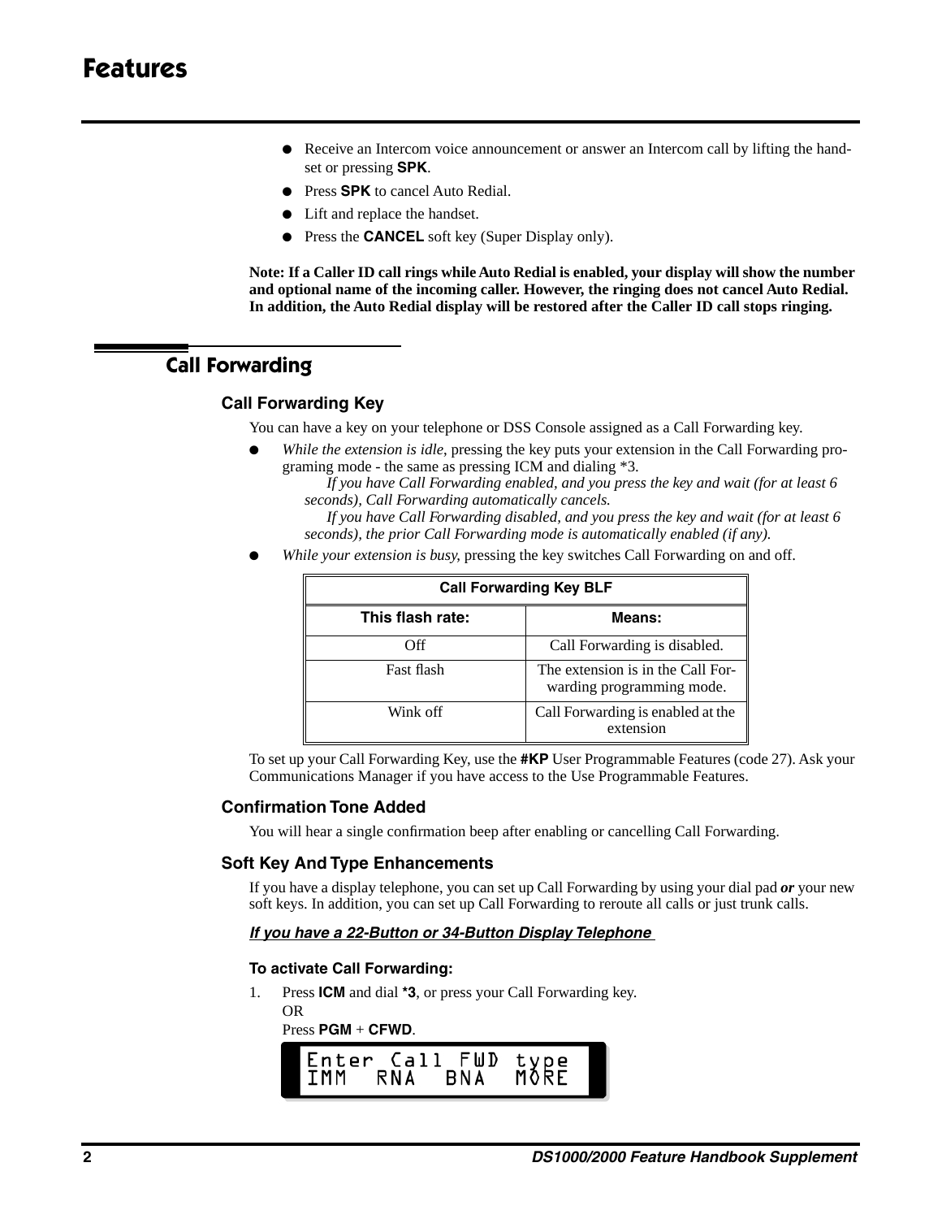- Receive an Intercom voice announcement or answer an Intercom call by lifting the handset or pressing **SPK**.
- Press **SPK** to cancel Auto Redial.
- Lift and replace the handset.
- Press the **CANCEL** soft key (Super Display only).

**Note: If a Caller ID call rings while Auto Redial is enabled, your display will show the number and optional name of the incoming caller. However, the ringing does not cancel Auto Redial. In addition, the Auto Redial display will be restored after the Caller ID call stops ringing.**

## Call Forwarding

### Call Forwarding Key

You can have a key on your telephone or DSS Console assigned as a Call Forwarding key.

- *While the extension is idle*, pressing the key puts your extension in the Call Forwarding programing mode - the same as pressing ICM and dialing *3.

  *If you have Call Forwarding enabled, and you press the key and wait (for at least 6 seconds), Call Forwarding automatically cancels.*

  *If you have Call Forwarding disabled, and you press the key and wait (for at least 6 seconds), the prior Call Forwarding mode is automatically enabled (if any).*
- *While your extension is busy*, pressing the key switches Call Forwarding on and off.

| Call Forwarding Key BLF | |
|---|---|
| **This flash rate:** | **Means:** |
| Off | Call Forwarding is disabled. |
| Fast flash | The extension is in the Call Forwarding programming mode. |
| Wink off | Call Forwarding is enabled at the extension |

To set up your Call Forwarding Key, use the **#KP** User Programmable Features (code 27). Ask your Communications Manager if you have access to the Use Programmable Features.

### Confirmation Tone Added

You will hear a single confirmation beep after enabling or cancelling Call Forwarding.

### Soft Key And Type Enhancements

If you have a display telephone, you can set up Call Forwarding by using your dial pad ***or*** your new soft keys. In addition, you can set up Call Forwarding to reroute all calls or just trunk calls.

***If you have a 22-Button or 34-Button Display Telephone***

**To activate Call Forwarding:**

1. Press **ICM** and dial ***3**, or press your Call Forwarding key.

   OR

   Press **PGM** + **CFWD**.

```
Enter Call FWD type
IMM  RNA  BNA  MORE
```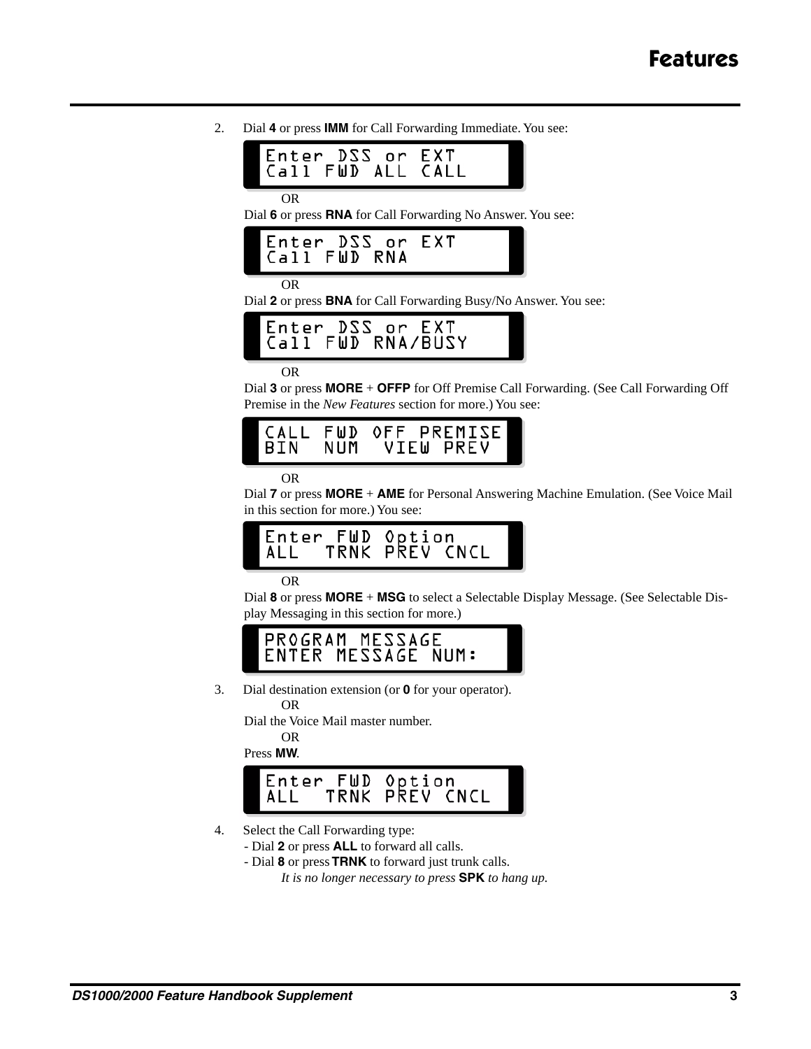2. Dial **4** or press **IMM** for Call Forwarding Immediate. You see:

```
Enter DSS or EXT
Call FWD ALL CALL
```

OR

Dial **6** or press **RNA** for Call Forwarding No Answer. You see:

```
Enter DSS or EXT
Call FWD RNA
```

OR

Dial **2** or press **BNA** for Call Forwarding Busy/No Answer. You see:

```
Enter DSS or EXT
Call FWD RNA/BUSY
```

OR

Dial **3** or press **MORE** + **OFFP** for Off Premise Call Forwarding. (See Call Forwarding Off Premise in the *New Features* section for more.) You see:

```
CALL FWD OFF PREMISE
BIN  NUM  VIEW PREV
```

OR

Dial **7** or press **MORE** + **AME** for Personal Answering Machine Emulation. (See Voice Mail in this section for more.) You see:

```
Enter FWD Option
ALL  TRNK PREV CNCL
```

OR

Dial **8** or press **MORE** + **MSG** to select a Selectable Display Message. (See Selectable Display Messaging in this section for more.)

```
PROGRAM MESSAGE
ENTER MESSAGE NUM:
```

3. Dial destination extension (or **0** for your operator).

OR

Dial the Voice Mail master number.

OR

Press **MW**.

```
Enter FWD Option
ALL  TRNK PREV CNCL
```

4. Select the Call Forwarding type:
   - Dial **2** or press **ALL** to forward all calls.
   - Dial **8** or press **TRNK** to forward just trunk calls.

   *It is no longer necessary to press* **SPK** *to hang up.*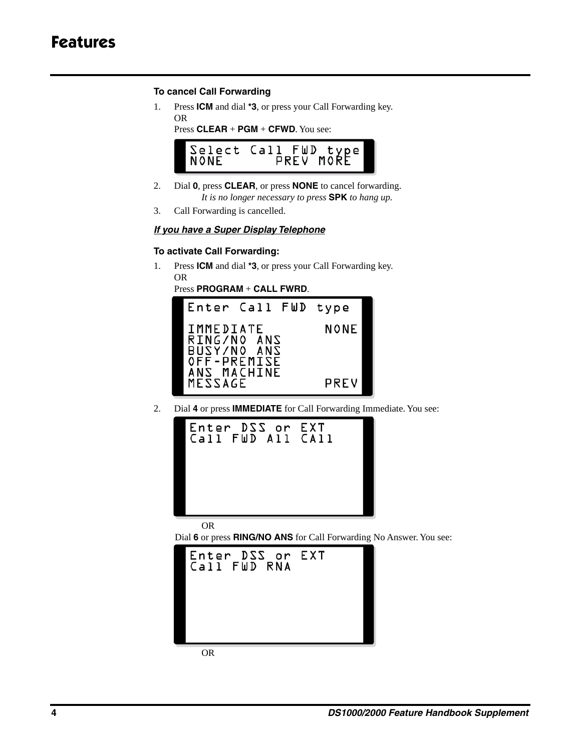### To cancel Call Forwarding

1. Press **ICM** and dial ***3**, or press your Call Forwarding key.
   OR
   Press **CLEAR** + **PGM** + **CFWD**. You see:

```
Select Call FWD type
NONE       PREV MORE
```

2. Dial **0**, press **CLEAR**, or press **NONE** to cancel forwarding.
   *It is no longer necessary to press* **SPK** *to hang up.*
3. Call Forwarding is cancelled.

***If you have a Super Display Telephone***

### To activate Call Forwarding:

1. Press **ICM** and dial ***3**, or press your Call Forwarding key.
   OR
   Press **PROGRAM** + **CALL FWRD**.

```
Enter Call FWD type

IMMEDIATE        NONE
RING/NO ANS
BUSY/NO ANS
OFF-PREMISE
ANS MACHINE
MESSAGE          PREV
```

2. Dial **4** or press **IMMEDIATE** for Call Forwarding Immediate. You see:

```
Enter DSS or EXT
Call FWD All CAll
```

   OR
   Dial **6** or press **RING/NO ANS** for Call Forwarding No Answer. You see:

```
Enter DSS or EXT
Call FWD RNA
```

   OR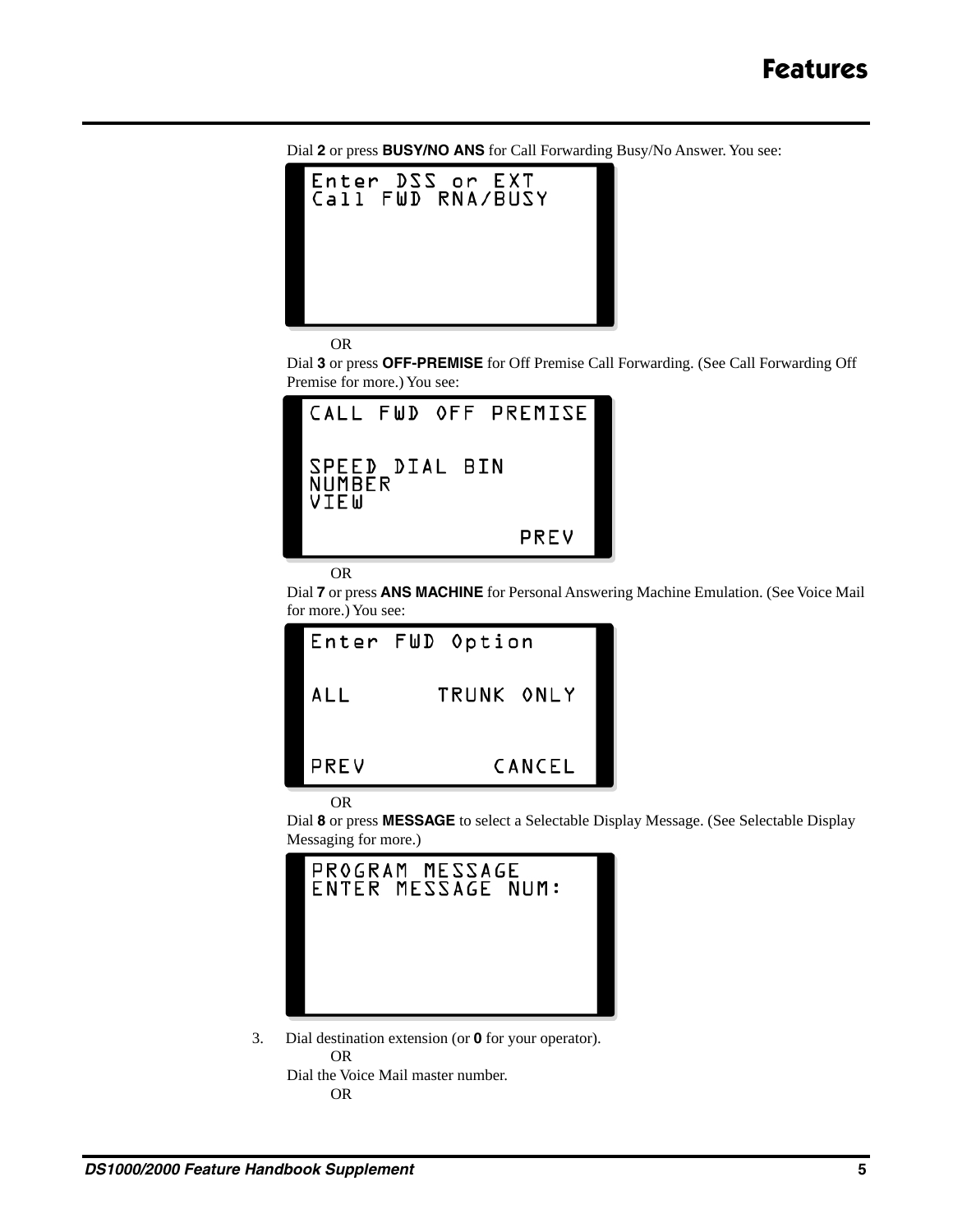Dial **2** or press **BUSY/NO ANS** for Call Forwarding Busy/No Answer. You see:

```
Enter DSS or EXT
Call FWD RNA/BUSY
```

OR

Dial **3** or press **OFF-PREMISE** for Off Premise Call Forwarding. (See Call Forwarding Off Premise for more.) You see:

```
CALL FWD OFF PREMISE


SPEED DIAL BIN
NUMBER
VIEW

                PREV
```

OR

Dial **7** or press **ANS MACHINE** for Personal Answering Machine Emulation. (See Voice Mail for more.) You see:

```
Enter FWD Option


ALL       TRUNK ONLY


PREV          CANCEL
```

OR

Dial **8** or press **MESSAGE** to select a Selectable Display Message. (See Selectable Display Messaging for more.)

```
PROGRAM MESSAGE
ENTER MESSAGE NUM:
```

3. Dial destination extension (or **0** for your operator).

   OR

   Dial the Voice Mail master number.

   OR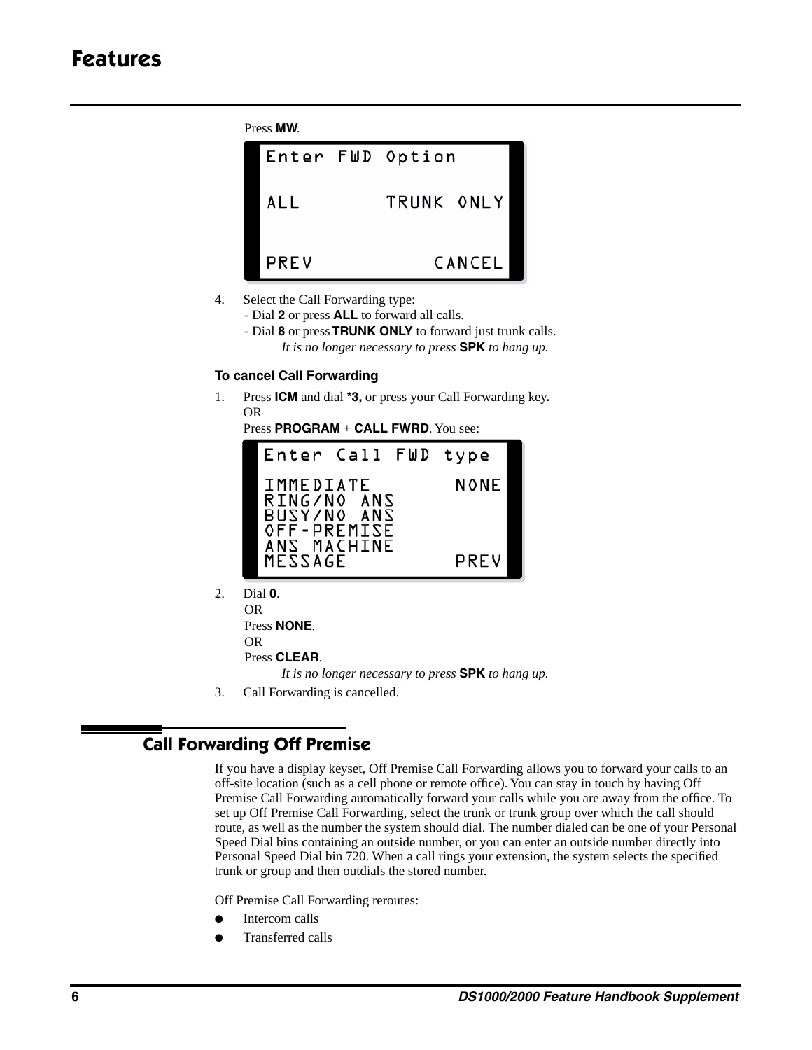Press **MW**.

```
Enter FWD Option

ALL        TRUNK ONLY


PREV           CANCEL
```

4. Select the Call Forwarding type:
   - Dial **2** or press **ALL** to forward all calls.
   - Dial **8** or press **TRUNK ONLY** to forward just trunk calls.

   *It is no longer necessary to press* **SPK** *to hang up.*

**To cancel Call Forwarding**

1. Press **ICM** and dial ***3,** or press your Call Forwarding key**.**
   OR
   Press **PROGRAM** + **CALL FWRD**. You see:

```
Enter Call FWD type

IMMEDIATE         NONE
RING/NO ANS
BUSY/NO ANS
OFF-PREMISE
ANS MACHINE
MESSAGE           PREV
```

2. Dial **0**.
   OR
   Press **NONE**.
   OR
   Press **CLEAR**.

   *It is no longer necessary to press* **SPK** *to hang up.*

3. Call Forwarding is cancelled.

## Call Forwarding Off Premise

If you have a display keyset, Off Premise Call Forwarding allows you to forward your calls to an off-site location (such as a cell phone or remote office). You can stay in touch by having Off Premise Call Forwarding automatically forward your calls while you are away from the office. To set up Off Premise Call Forwarding, select the trunk or trunk group over which the call should route, as well as the number the system should dial. The number dialed can be one of your Personal Speed Dial bins containing an outside number, or you can enter an outside number directly into Personal Speed Dial bin 720. When a call rings your extension, the system selects the specified trunk or group and then outdials the stored number.

Off Premise Call Forwarding reroutes:

- Intercom calls
- Transferred calls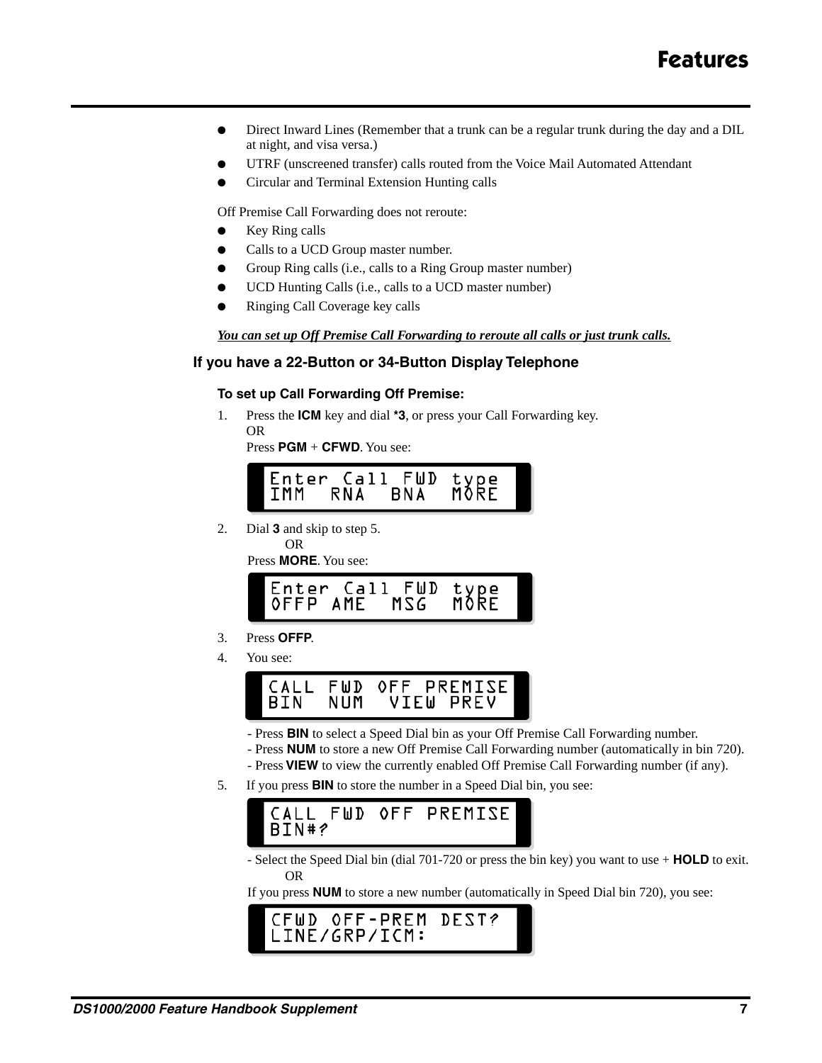- Direct Inward Lines (Remember that a trunk can be a regular trunk during the day and a DIL at night, and visa versa.)
- UTRF (unscreened transfer) calls routed from the Voice Mail Automated Attendant
- Circular and Terminal Extension Hunting calls

Off Premise Call Forwarding does not reroute:

- Key Ring calls
- Calls to a UCD Group master number.
- Group Ring calls (i.e., calls to a Ring Group master number)
- UCD Hunting Calls (i.e., calls to a UCD master number)
- Ringing Call Coverage key calls

***You can set up Off Premise Call Forwarding to reroute all calls or just trunk calls.***

## If you have a 22-Button or 34-Button Display Telephone

### To set up Call Forwarding Off Premise:

1. Press the **ICM** key and dial ***3**, or press your Call Forwarding key.
   OR
   Press **PGM** + **CFWD**. You see:

```
Enter Call FWD type
IMM  RNA  BNA  MORE
```

2. Dial **3** and skip to step 5.
   OR
   Press **MORE**. You see:

```
Enter Call FWD type
OFFP AME  MSG  MORE
```

3. Press **OFFP**.
4. You see:

```
CALL FWD OFF PREMISE
BIN  NUM  VIEW PREV
```

   - Press **BIN** to select a Speed Dial bin as your Off Premise Call Forwarding number.
   - Press **NUM** to store a new Off Premise Call Forwarding number (automatically in bin 720).
   - Press **VIEW** to view the currently enabled Off Premise Call Forwarding number (if any).

5. If you press **BIN** to store the number in a Speed Dial bin, you see:

```
CALL FWD OFF PREMISE
BIN#?
```

   - Select the Speed Dial bin (dial 701-720 or press the bin key) you want to use + **HOLD** to exit.
   OR
   If you press **NUM** to store a new number (automatically in Speed Dial bin 720), you see:

```
CFWD OFF-PREM DEST?
LINE/GRP/ICM:
```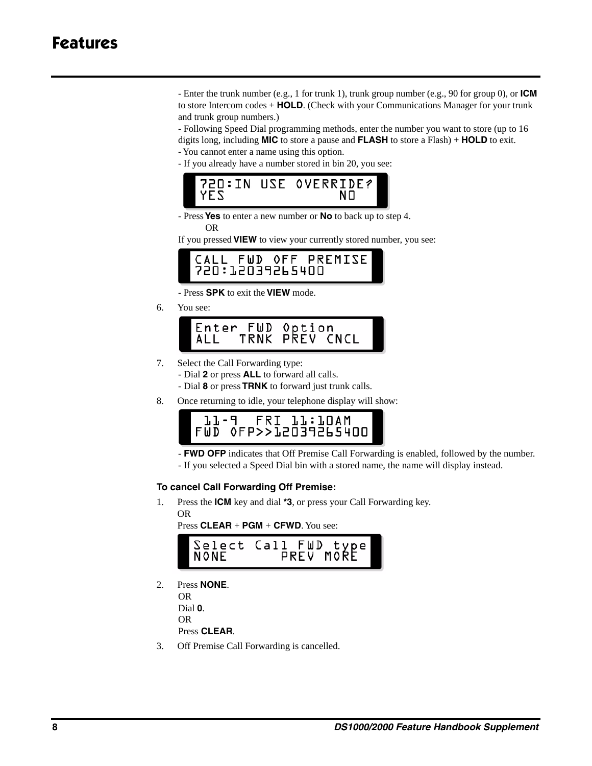# Features

- Enter the trunk number (e.g., 1 for trunk 1), trunk group number (e.g., 90 for group 0), or **ICM** to store Intercom codes + **HOLD**. (Check with your Communications Manager for your trunk and trunk group numbers.)
- Following Speed Dial programming methods, enter the number you want to store (up to 16 digits long, including **MIC** to store a pause and **FLASH** to store a Flash) + **HOLD** to exit.
- You cannot enter a name using this option.
- If you already have a number stored in bin 20, you see:

```
720:IN USE OVERRIDE?
YES              NO
```

- Press **Yes** to enter a new number or **No** to back up to step 4.

OR

If you pressed **VIEW** to view your currently stored number, you see:

```
CALL FWD OFF PREMISE
720:12039265400
```

- Press **SPK** to exit the **VIEW** mode.

6. You see:

```
Enter FWD Option
ALL  TRNK PREV CNCL
```

7. Select the Call Forwarding type:
   - Dial **2** or press **ALL** to forward all calls.
   - Dial **8** or press **TRNK** to forward just trunk calls.
8. Once returning to idle, your telephone display will show:

```
 11-9  FRI 11:10AM
FWD OFP>>12039265400
```

- **FWD OFP** indicates that Off Premise Call Forwarding is enabled, followed by the number.
- If you selected a Speed Dial bin with a stored name, the name will display instead.

**To cancel Call Forwarding Off Premise:**

1. Press the **ICM** key and dial ***3**, or press your Call Forwarding key.

   OR

   Press **CLEAR** + **PGM** + **CFWD**. You see:

```
Select Call FWD type
NONE       PREV MORE
```

2. Press **NONE**.

   OR

   Dial **0**.

   OR

   Press **CLEAR**.
3. Off Premise Call Forwarding is cancelled.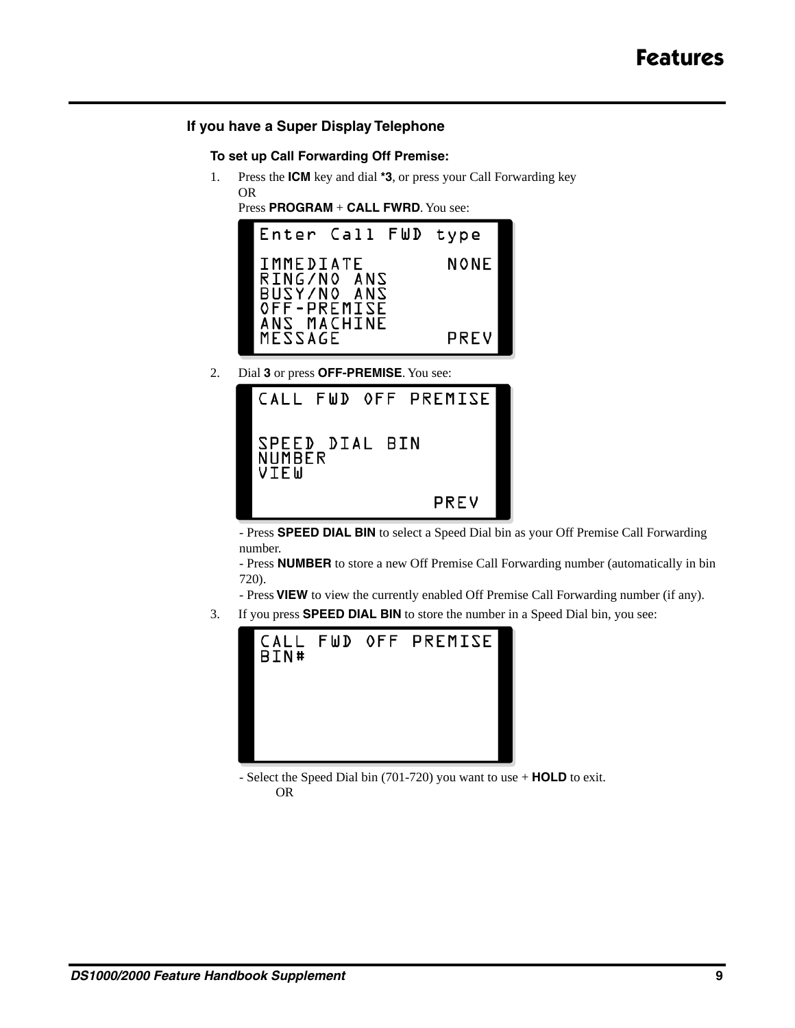### If you have a Super Display Telephone

#### To set up Call Forwarding Off Premise:

1. Press the **ICM** key and dial ***3**, or press your Call Forwarding key
   OR
   Press **PROGRAM** + **CALL FWRD**. You see:

```
Enter Call FWD type

IMMEDIATE          NONE
RING/NO ANS
BUSY/NO ANS
OFF-PREMISE
ANS MACHINE
MESSAGE            PREV
```

2. Dial **3** or press **OFF-PREMISE**. You see:

```
CALL FWD OFF PREMISE


SPEED DIAL BIN
NUMBER
VIEW

                   PREV
```

   - Press **SPEED DIAL BIN** to select a Speed Dial bin as your Off Premise Call Forwarding number.
   - Press **NUMBER** to store a new Off Premise Call Forwarding number (automatically in bin 720).
   - Press **VIEW** to view the currently enabled Off Premise Call Forwarding number (if any).

3. If you press **SPEED DIAL BIN** to store the number in a Speed Dial bin, you see:

```
CALL FWD OFF PREMISE
BIN#
```

   - Select the Speed Dial bin (701-720) you want to use + **HOLD** to exit.
     OR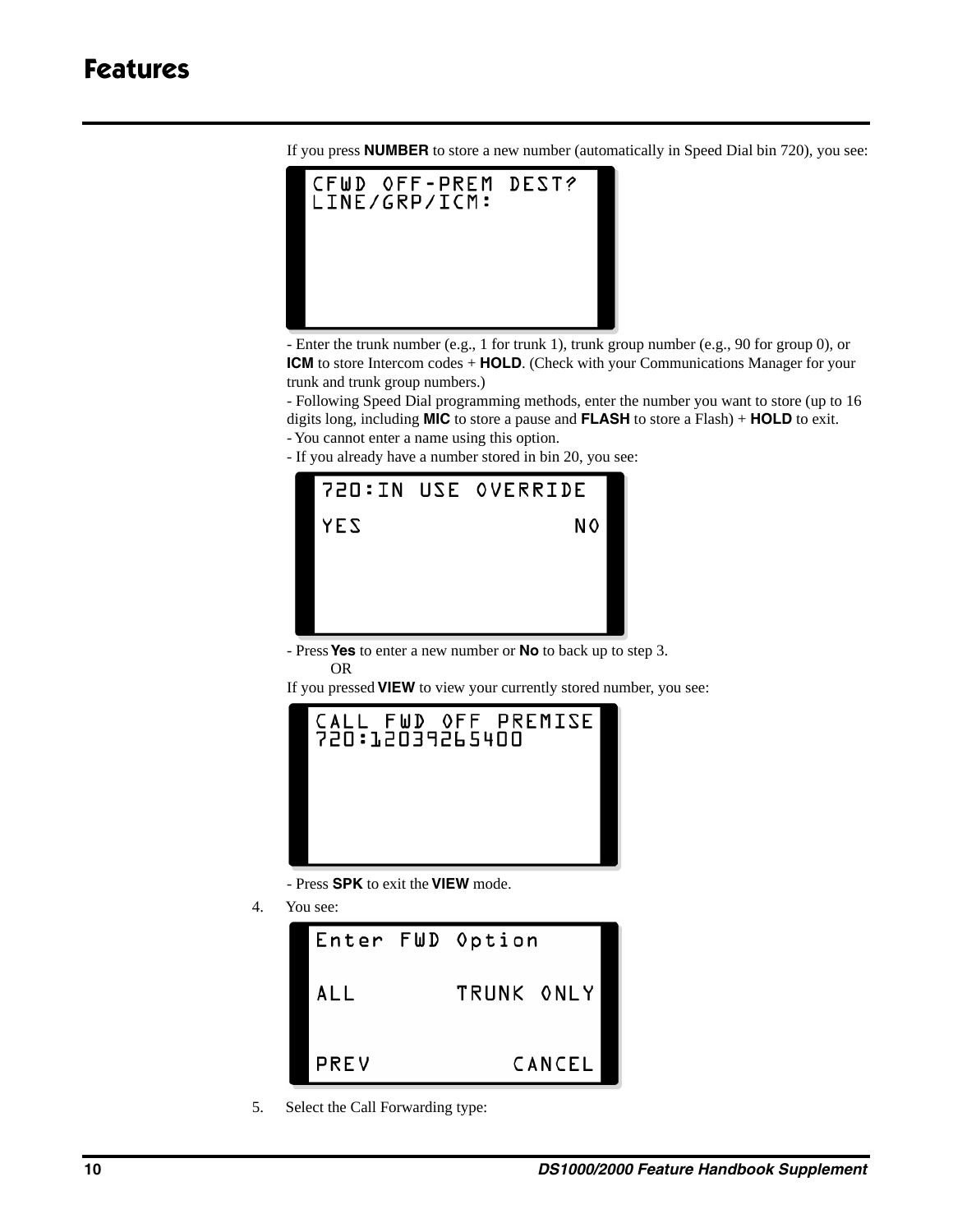# Features

If you press **NUMBER** to store a new number (automatically in Speed Dial bin 720), you see:

```
CFWD OFF-PREM DEST?
LINE/GRP/ICM:
```

- Enter the trunk number (e.g., 1 for trunk 1), trunk group number (e.g., 90 for group 0), or **ICM** to store Intercom codes + **HOLD**. (Check with your Communications Manager for your trunk and trunk group numbers.)
- Following Speed Dial programming methods, enter the number you want to store (up to 16 digits long, including **MIC** to store a pause and **FLASH** to store a Flash) + **HOLD** to exit.
- You cannot enter a name using this option.
- If you already have a number stored in bin 20, you see:

```
720:IN USE OVERRIDE

YES                NO
```

- Press **Yes** to enter a new number or **No** to back up to step 3.

OR

If you pressed **VIEW** to view your currently stored number, you see:

```
CALL FWD OFF PREMISE
720:12039265400
```

- Press **SPK** to exit the **VIEW** mode.

4. You see:

```
Enter FWD Option

ALL        TRUNK ONLY


PREV           CANCEL
```

5. Select the Call Forwarding type: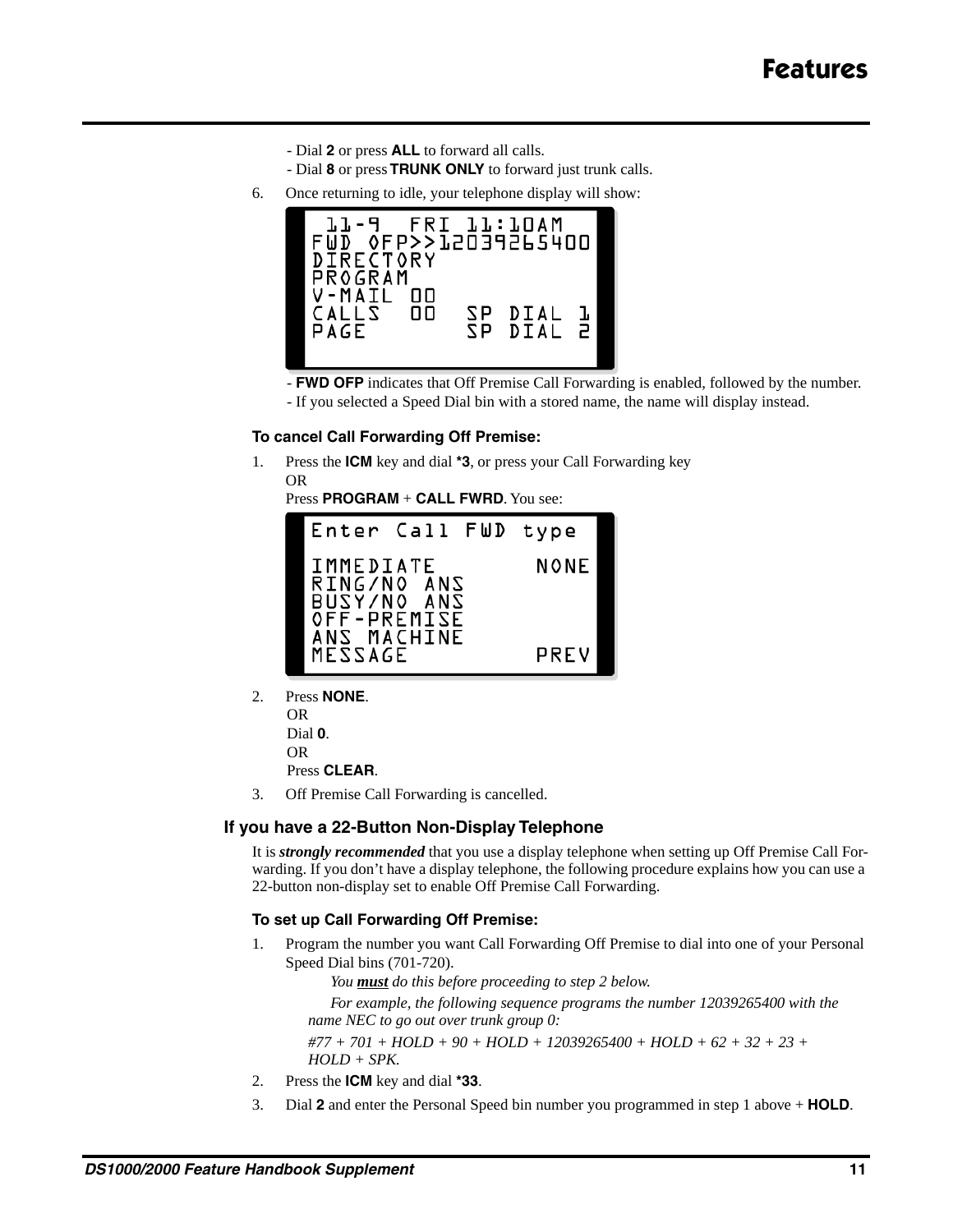- Dial **2** or press **ALL** to forward all calls.
- Dial **8** or press **TRUNK ONLY** to forward just trunk calls.

6. Once returning to idle, your telephone display will show:

```
 11-9  FRI 11:10AM
FWD OFP>>12039265400
DIRECTORY
PROGRAM
V-MAIL 00
CALLS  00   SP DIAL 1
PAGE        SP DIAL 2
```

- **FWD OFP** indicates that Off Premise Call Forwarding is enabled, followed by the number.
- If you selected a Speed Dial bin with a stored name, the name will display instead.

#### To cancel Call Forwarding Off Premise:

1. Press the **ICM** key and dial ***3**, or press your Call Forwarding key
   OR
   Press **PROGRAM** + **CALL FWRD**. You see:

```
Enter Call FWD type

IMMEDIATE        NONE
RING/NO ANS
BUSY/NO ANS
OFF-PREMISE
ANS MACHINE
MESSAGE          PREV
```

2. Press **NONE**.
   OR
   Dial **0**.
   OR
   Press **CLEAR**.
3. Off Premise Call Forwarding is cancelled.

### If you have a 22-Button Non-Display Telephone

It is ***strongly recommended*** that you use a display telephone when setting up Off Premise Call Forwarding. If you don't have a display telephone, the following procedure explains how you can use a 22-button non-display set to enable Off Premise Call Forwarding.

#### To set up Call Forwarding Off Premise:

1. Program the number you want Call Forwarding Off Premise to dial into one of your Personal Speed Dial bins (701-720).

   *You **must** do this before proceeding to step 2 below.*

   *For example, the following sequence programs the number 12039265400 with the name NEC to go out over trunk group 0:*

   *#77 + 701 + HOLD + 90 + HOLD + 12039265400 + HOLD + 62 + 32 + 23 + HOLD + SPK.*
2. Press the **ICM** key and dial ***33**.
3. Dial **2** and enter the Personal Speed bin number you programmed in step 1 above + **HOLD**.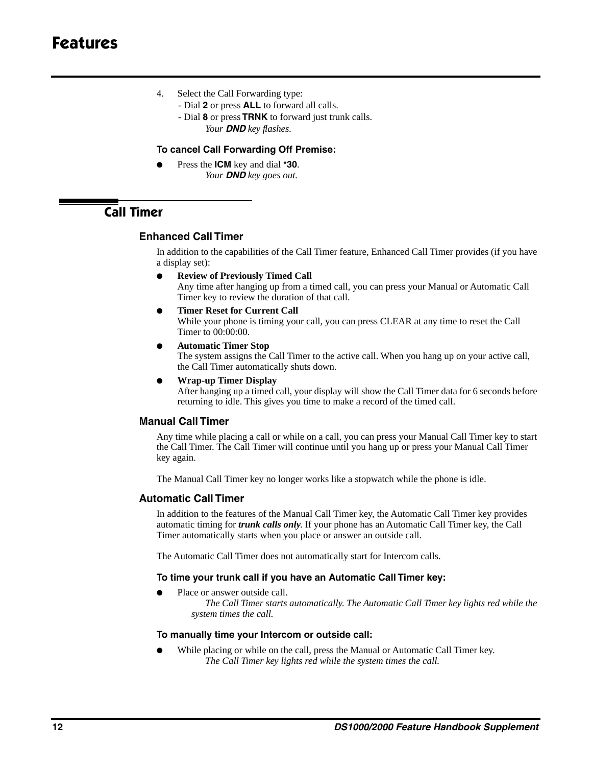4. Select the Call Forwarding type:
   - Dial **2** or press **ALL** to forward all calls.
   - Dial **8** or press **TRNK** to forward just trunk calls.
     *Your* ***DND*** *key flashes.*

**To cancel Call Forwarding Off Premise:**

- Press the **ICM** key and dial ***30**.
  *Your* ***DND*** *key goes out.*

## Call Timer

### Enhanced Call Timer

In addition to the capabilities of the Call Timer feature, Enhanced Call Timer provides (if you have a display set):

- **Review of Previously Timed Call**
  Any time after hanging up from a timed call, you can press your Manual or Automatic Call Timer key to review the duration of that call.
- **Timer Reset for Current Call**
  While your phone is timing your call, you can press CLEAR at any time to reset the Call Timer to 00:00:00.
- **Automatic Timer Stop**
  The system assigns the Call Timer to the active call. When you hang up on your active call, the Call Timer automatically shuts down.
- **Wrap-up Timer Display**
  After hanging up a timed call, your display will show the Call Timer data for 6 seconds before returning to idle. This gives you time to make a record of the timed call.

### Manual Call Timer

Any time while placing a call or while on a call, you can press your Manual Call Timer key to start the Call Timer. The Call Timer will continue until you hang up or press your Manual Call Timer key again.

The Manual Call Timer key no longer works like a stopwatch while the phone is idle.

### Automatic Call Timer

In addition to the features of the Manual Call Timer key, the Automatic Call Timer key provides automatic timing for ***trunk calls only***. If your phone has an Automatic Call Timer key, the Call Timer automatically starts when you place or answer an outside call.

The Automatic Call Timer does not automatically start for Intercom calls.

**To time your trunk call if you have an Automatic Call Timer key:**

- Place or answer outside call.
  *The Call Timer starts automatically. The Automatic Call Timer key lights red while the system times the call.*

**To manually time your Intercom or outside call:**

- While placing or while on the call, press the Manual or Automatic Call Timer key.
  *The Call Timer key lights red while the system times the call.*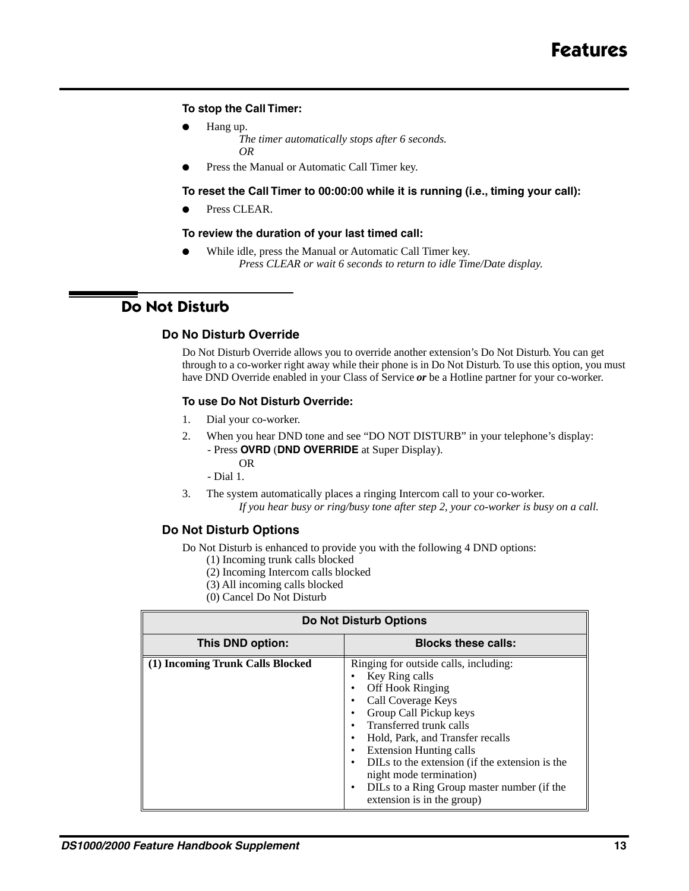**To stop the Call Timer:**

- Hang up.
  *The timer automatically stops after 6 seconds.*
  *OR*
- Press the Manual or Automatic Call Timer key.

**To reset the Call Timer to 00:00:00 while it is running (i.e., timing your call):**

- Press CLEAR.

**To review the duration of your last timed call:**

- While idle, press the Manual or Automatic Call Timer key.
  *Press CLEAR or wait 6 seconds to return to idle Time/Date display.*

# Do Not Disturb

## Do No Disturb Override

Do Not Disturb Override allows you to override another extension's Do Not Disturb. You can get through to a co-worker right away while their phone is in Do Not Disturb. To use this option, you must have DND Override enabled in your Class of Service ***or*** be a Hotline partner for your co-worker.

**To use Do Not Disturb Override:**

1. Dial your co-worker.
2. When you hear DND tone and see "DO NOT DISTURB" in your telephone's display:
   - Press **OVRD** (**DND OVERRIDE** at Super Display).
     OR
   - Dial 1.
3. The system automatically places a ringing Intercom call to your co-worker.
   *If you hear busy or ring/busy tone after step 2, your co-worker is busy on a call.*

## Do Not Disturb Options

Do Not Disturb is enhanced to provide you with the following 4 DND options:
(1) Incoming trunk calls blocked
(2) Incoming Intercom calls blocked
(3) All incoming calls blocked
(0) Cancel Do Not Disturb

| Do Not Disturb Options | |
|---|---|
| **This DND option:** | **Blocks these calls:** |
| **(1) Incoming Trunk Calls Blocked** | Ringing for outside calls, including:<br>• Key Ring calls<br>• Off Hook Ringing<br>• Call Coverage Keys<br>• Group Call Pickup keys<br>• Transferred trunk calls<br>• Hold, Park, and Transfer recalls<br>• Extension Hunting calls<br>• DILs to the extension (if the extension is the night mode termination)<br>• DILs to a Ring Group master number (if the extension is in the group) |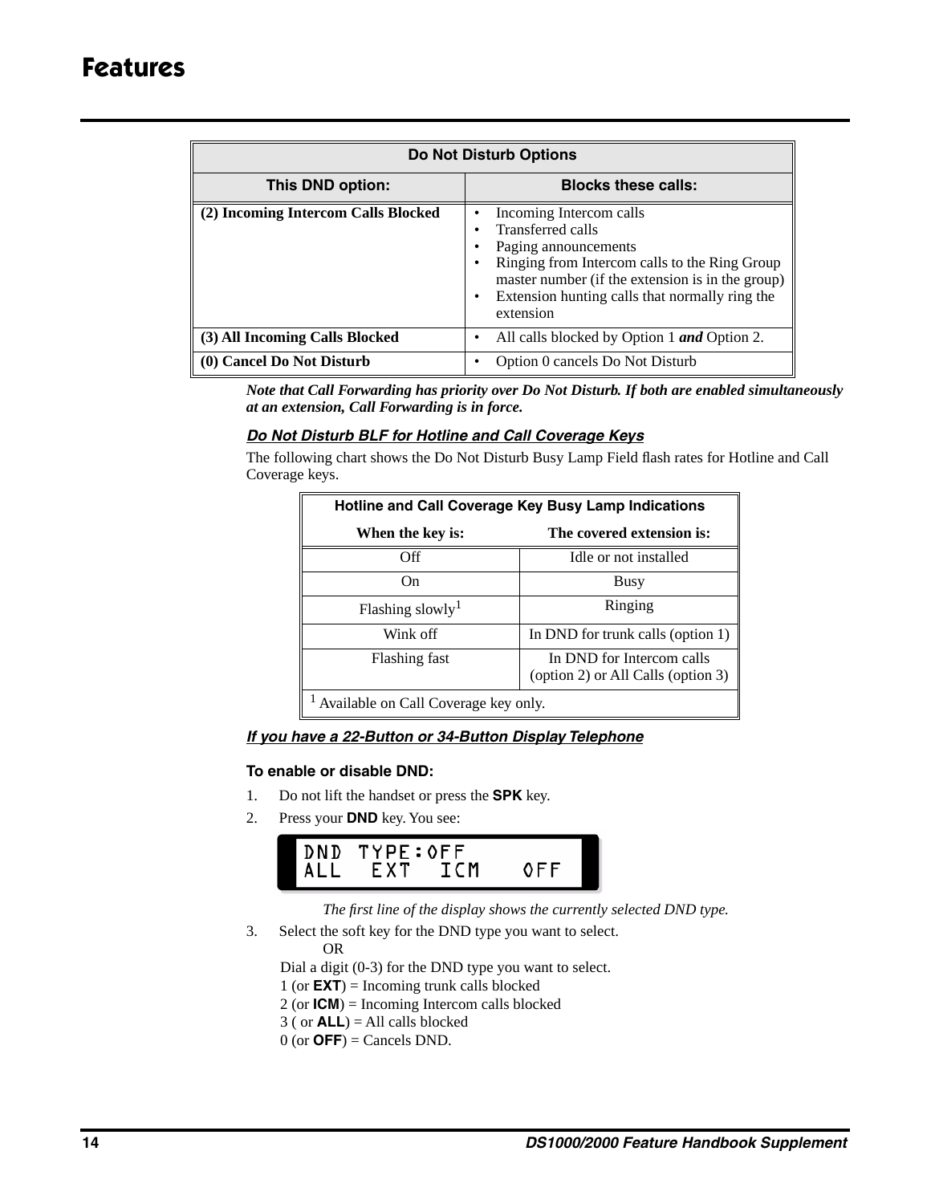# Features

| Do Not Disturb Options | |
|---|---|
| **This DND option:** | **Blocks these calls:** |
| **(2) Incoming Intercom Calls Blocked** | • Incoming Intercom calls<br>• Transferred calls<br>• Paging announcements<br>• Ringing from Intercom calls to the Ring Group master number (if the extension is in the group)<br>• Extension hunting calls that normally ring the extension |
| **(3) All Incoming Calls Blocked** | • All calls blocked by Option 1 ***and*** Option 2. |
| **(0) Cancel Do Not Disturb** | • Option 0 cancels Do Not Disturb |

***Note that Call Forwarding has priority over Do Not Disturb. If both are enabled simultaneously at an extension, Call Forwarding is in force.***

#### *Do Not Disturb BLF for Hotline and Call Coverage Keys*

The following chart shows the Do Not Disturb Busy Lamp Field flash rates for Hotline and Call Coverage keys.

| Hotline and Call Coverage Key Busy Lamp Indications | |
|---|---|
| **When the key is:** | **The covered extension is:** |
| Off | Idle or not installed |
| On | Busy |
| Flashing slowly[1] | Ringing |
| Wink off | In DND for trunk calls (option 1) |
| Flashing fast | In DND for Intercom calls (option 2) or All Calls (option 3) |

[1] Available on Call Coverage key only.

#### *If you have a 22-Button or 34-Button Display Telephone*

**To enable or disable DND:**

1. Do not lift the handset or press the **SPK** key.
2. Press your **DND** key. You see:

```
DND TYPE:OFF
ALL  EXT  ICM   OFF
```

*The first line of the display shows the currently selected DND type.*

3. Select the soft key for the DND type you want to select.
   OR
   Dial a digit (0-3) for the DND type you want to select.
   1 (or **EXT**) = Incoming trunk calls blocked
   2 (or **ICM**) = Incoming Intercom calls blocked
   3 ( or **ALL**) = All calls blocked
   0 (or **OFF**) = Cancels DND.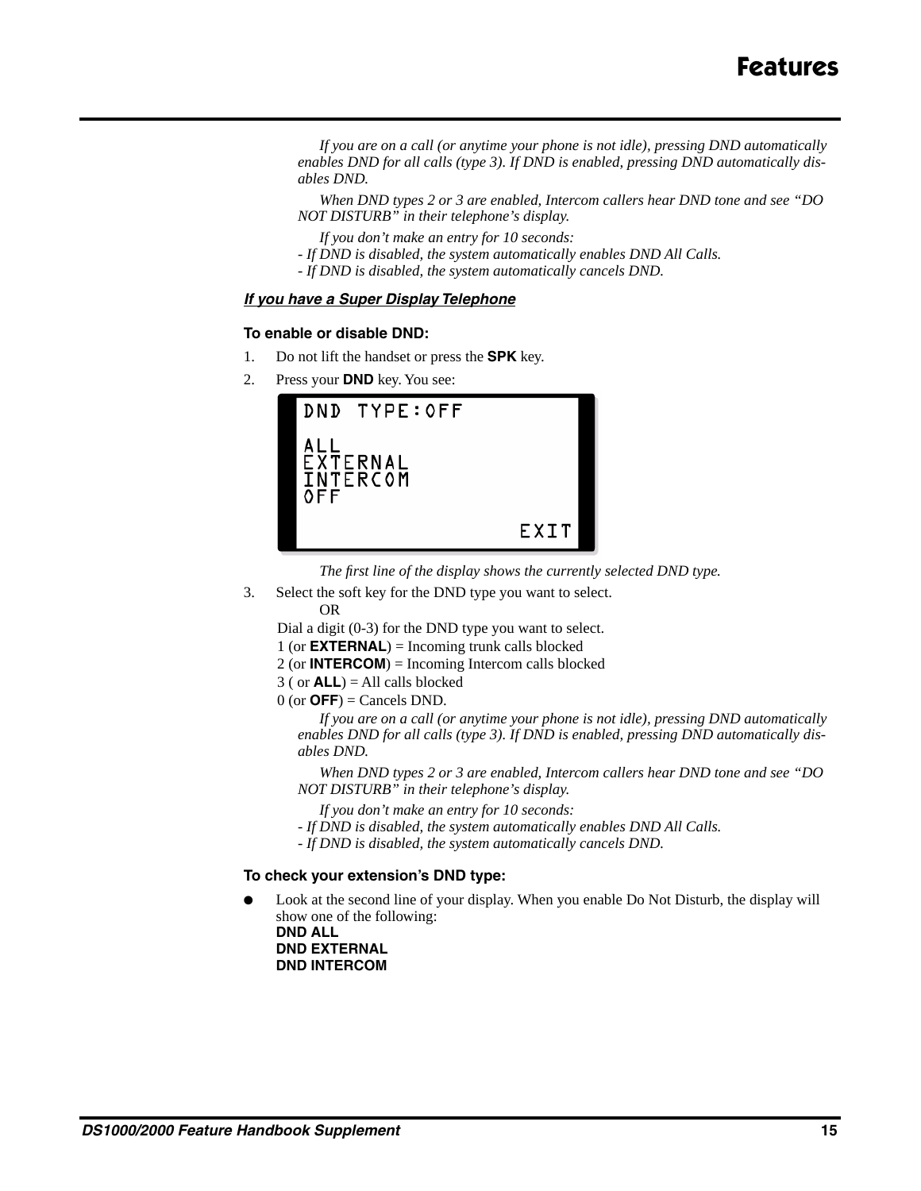*If you are on a call (or anytime your phone is not idle), pressing DND automatically enables DND for all calls (type 3). If DND is enabled, pressing DND automatically disables DND.*

*When DND types 2 or 3 are enabled, Intercom callers hear DND tone and see "DO NOT DISTURB" in their telephone's display.*

*If you don't make an entry for 10 seconds:*
*- If DND is disabled, the system automatically enables DND All Calls.*
*- If DND is disabled, the system automatically cancels DND.*

***If you have a Super Display Telephone***

**To enable or disable DND:**

1. Do not lift the handset or press the **SPK** key.
2. Press your **DND** key. You see:

```
DND TYPE:OFF

ALL
EXTERNAL
INTERCOM
OFF

                    EXIT
```

*The first line of the display shows the currently selected DND type.*

3. Select the soft key for the DND type you want to select.
   OR
   Dial a digit (0-3) for the DND type you want to select.
   1 (or **EXTERNAL**) = Incoming trunk calls blocked
   2 (or **INTERCOM**) = Incoming Intercom calls blocked
   3 ( or **ALL**) = All calls blocked
   0 (or **OFF**) = Cancels DND.

*If you are on a call (or anytime your phone is not idle), pressing DND automatically enables DND for all calls (type 3). If DND is enabled, pressing DND automatically disables DND.*

*When DND types 2 or 3 are enabled, Intercom callers hear DND tone and see "DO NOT DISTURB" in their telephone's display.*

*If you don't make an entry for 10 seconds:*
*- If DND is disabled, the system automatically enables DND All Calls.*
*- If DND is disabled, the system automatically cancels DND.*

**To check your extension's DND type:**

- Look at the second line of your display. When you enable Do Not Disturb, the display will show one of the following:
  **DND ALL**
  **DND EXTERNAL**
  **DND INTERCOM**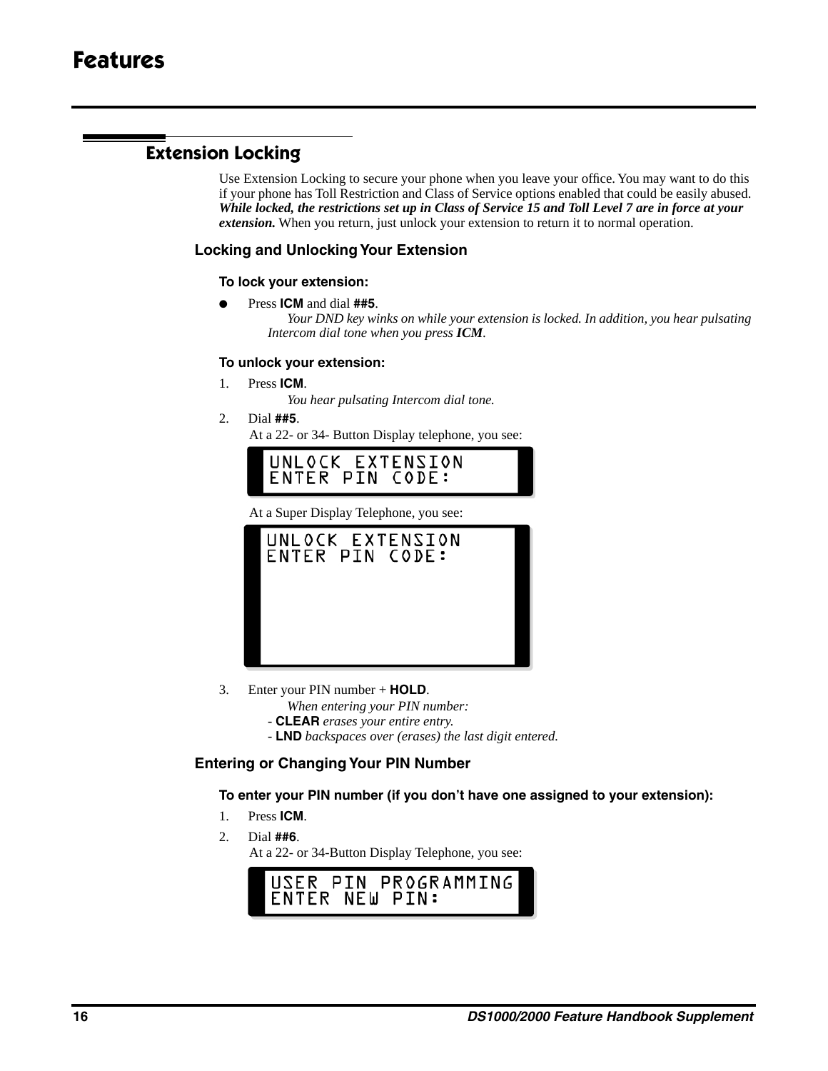# Features

## Extension Locking

Use Extension Locking to secure your phone when you leave your office. You may want to do this if your phone has Toll Restriction and Class of Service options enabled that could be easily abused. ***While locked, the restrictions set up in Class of Service 15 and Toll Level 7 are in force at your extension.*** When you return, just unlock your extension to return it to normal operation.

### Locking and Unlocking Your Extension

#### To lock your extension:

- Press **ICM** and dial **##5**.
  *Your DND key winks on while your extension is locked. In addition, you hear pulsating Intercom dial tone when you press **ICM**.*

#### To unlock your extension:

1. Press **ICM**.
   *You hear pulsating Intercom dial tone.*
2. Dial **##5**.
   At a 22- or 34- Button Display telephone, you see:

```
UNLOCK EXTENSION
ENTER PIN CODE:
```

   At a Super Display Telephone, you see:

```
UNLOCK EXTENSION
ENTER PIN CODE:
```

3. Enter your PIN number + **HOLD**.
   *When entering your PIN number:*
   - **CLEAR** *erases your entire entry.*
   - **LND** *backspaces over (erases) the last digit entered.*

### Entering or Changing Your PIN Number

#### To enter your PIN number (if you don't have one assigned to your extension):

1. Press **ICM**.
2. Dial **##6**.
   At a 22- or 34-Button Display Telephone, you see:

```
USER PIN PROGRAMMING
ENTER NEW PIN:
```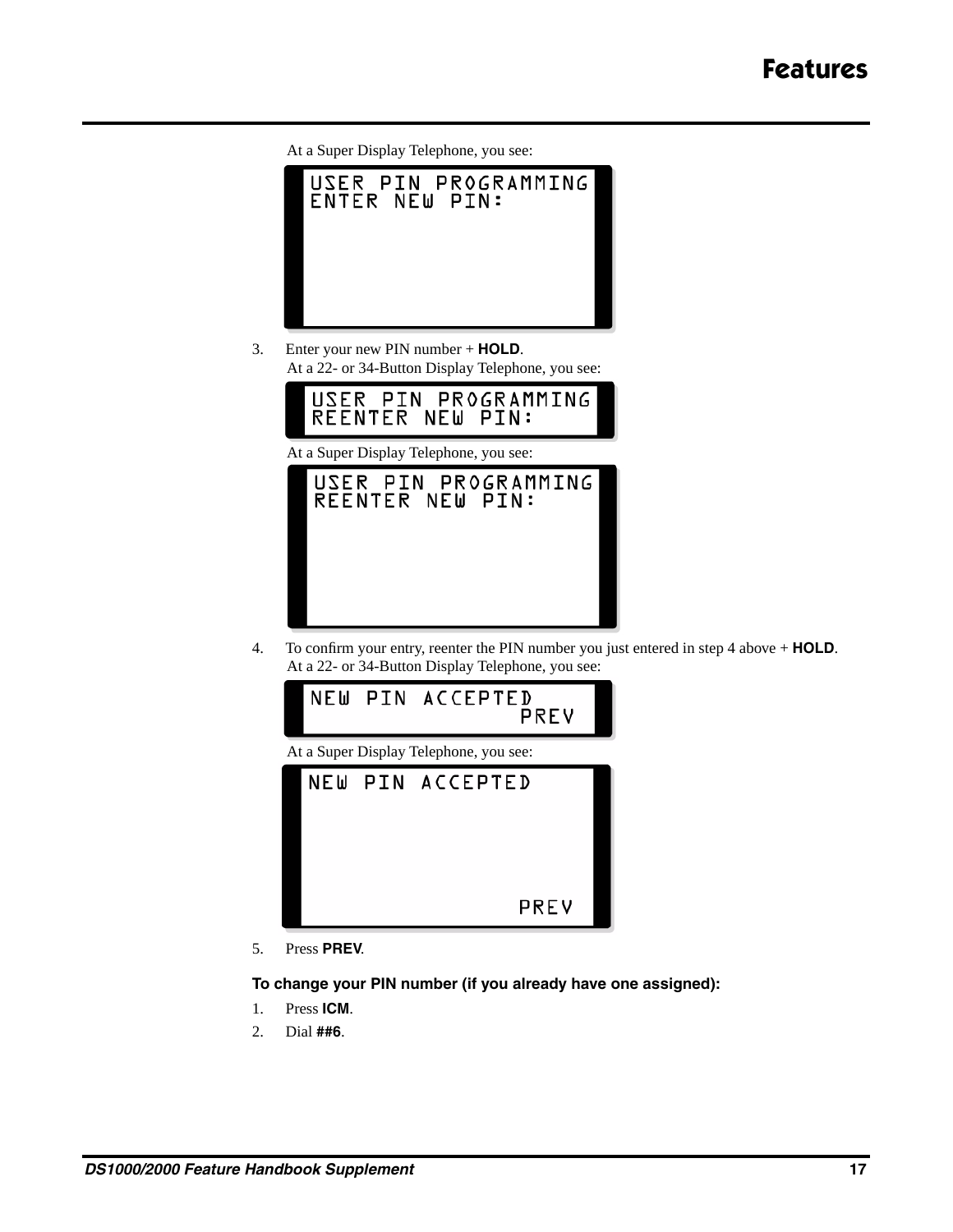At a Super Display Telephone, you see:

```
USER PIN PROGRAMMING
ENTER NEW PIN:
```

3. Enter your new PIN number + **HOLD**.
   At a 22- or 34-Button Display Telephone, you see:

```
USER PIN PROGRAMMING
REENTER NEW PIN:
```

   At a Super Display Telephone, you see:

```
USER PIN PROGRAMMING
REENTER NEW PIN:
```

4. To confirm your entry, reenter the PIN number you just entered in step 4 above + **HOLD**.
   At a 22- or 34-Button Display Telephone, you see:

```
NEW PIN ACCEPTED
                PREV
```

   At a Super Display Telephone, you see:

```
NEW PIN ACCEPTED




                PREV
```

5. Press **PREV**.

**To change your PIN number (if you already have one assigned):**

1. Press **ICM**.
2. Dial **##6**.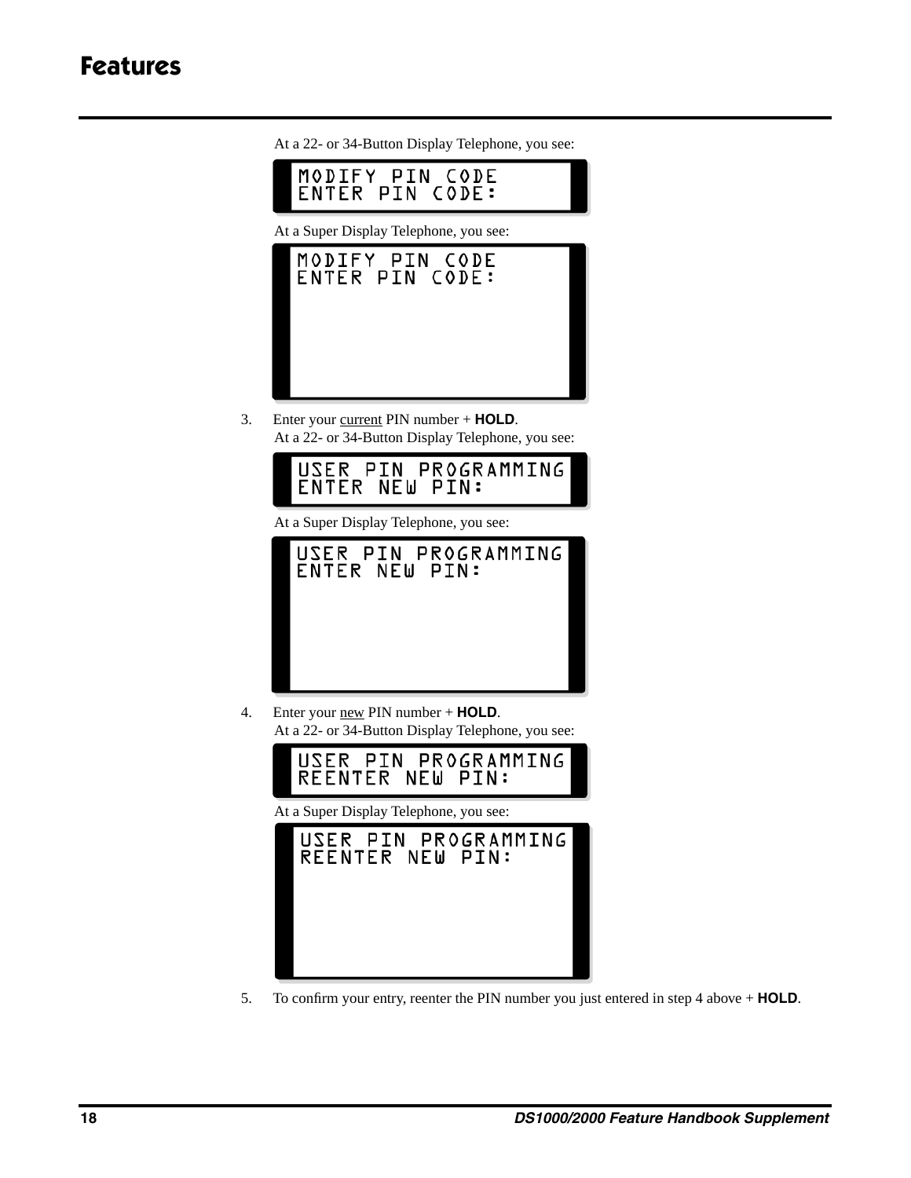At a 22- or 34-Button Display Telephone, you see:

```
MODIFY PIN CODE
ENTER PIN CODE:
```

At a Super Display Telephone, you see:

```
MODIFY PIN CODE
ENTER PIN CODE:
```

3. Enter your current PIN number + **HOLD**.

   At a 22- or 34-Button Display Telephone, you see:

```
USER PIN PROGRAMMING
ENTER NEW PIN:
```

   At a Super Display Telephone, you see:

```
USER PIN PROGRAMMING
ENTER NEW PIN:
```

4. Enter your new PIN number + **HOLD**.

   At a 22- or 34-Button Display Telephone, you see:

```
USER PIN PROGRAMMING
REENTER NEW PIN:
```

   At a Super Display Telephone, you see:

```
USER PIN PROGRAMMING
REENTER NEW PIN:
```

5. To confirm your entry, reenter the PIN number you just entered in step 4 above + **HOLD**.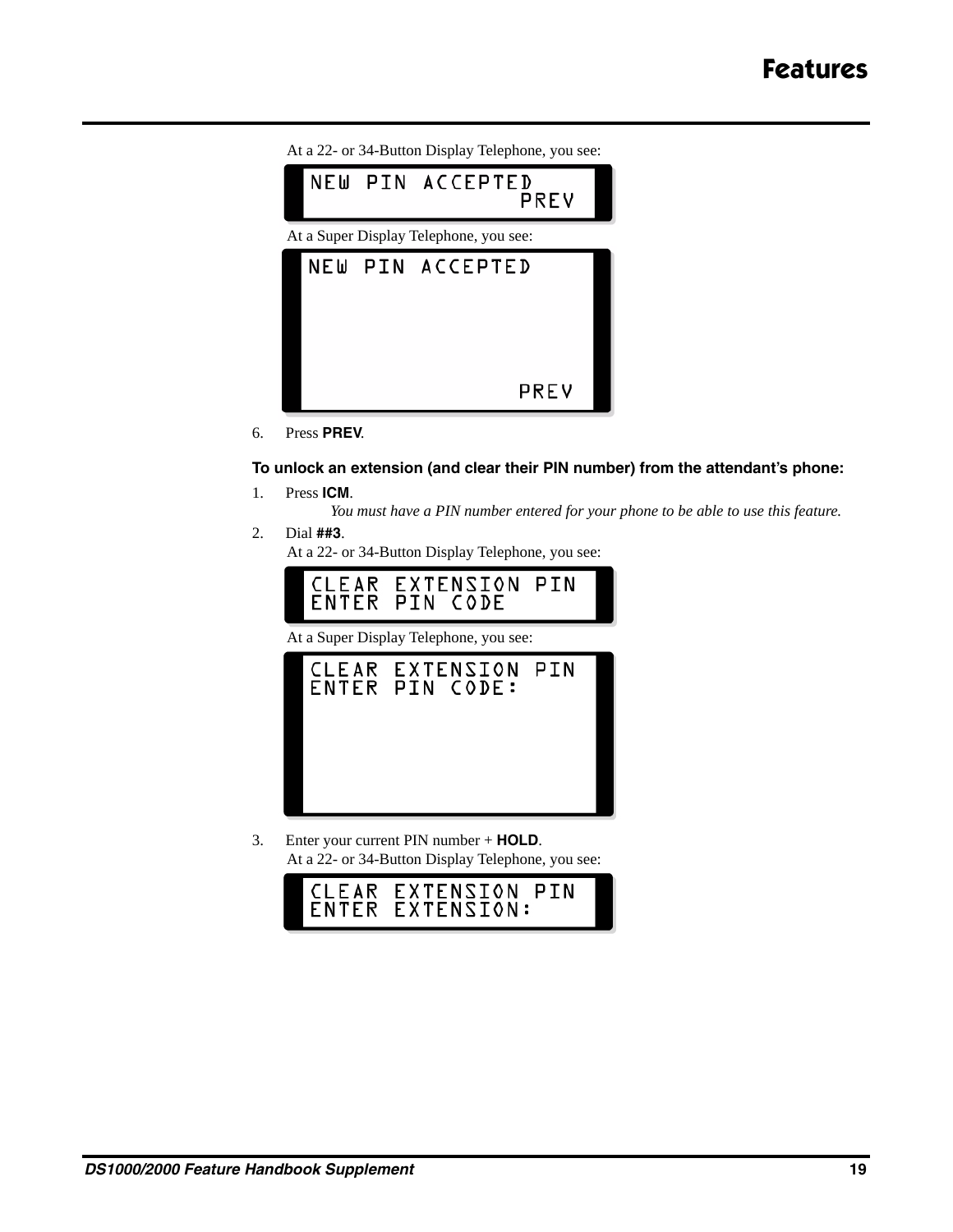At a 22- or 34-Button Display Telephone, you see:

```
NEW PIN ACCEPTED
                PREV
```

At a Super Display Telephone, you see:

```
NEW PIN ACCEPTED




                PREV
```

6. Press **PREV**.

**To unlock an extension (and clear their PIN number) from the attendant's phone:**

1. Press **ICM**.

   *You must have a PIN number entered for your phone to be able to use this feature.*

2. Dial **##3**.

   At a 22- or 34-Button Display Telephone, you see:

```
CLEAR EXTENSION PIN
ENTER PIN CODE
```

   At a Super Display Telephone, you see:

```
CLEAR EXTENSION PIN
ENTER PIN CODE:
```

3. Enter your current PIN number + **HOLD**.

   At a 22- or 34-Button Display Telephone, you see:

```
CLEAR EXTENSION PIN
ENTER EXTENSION:
```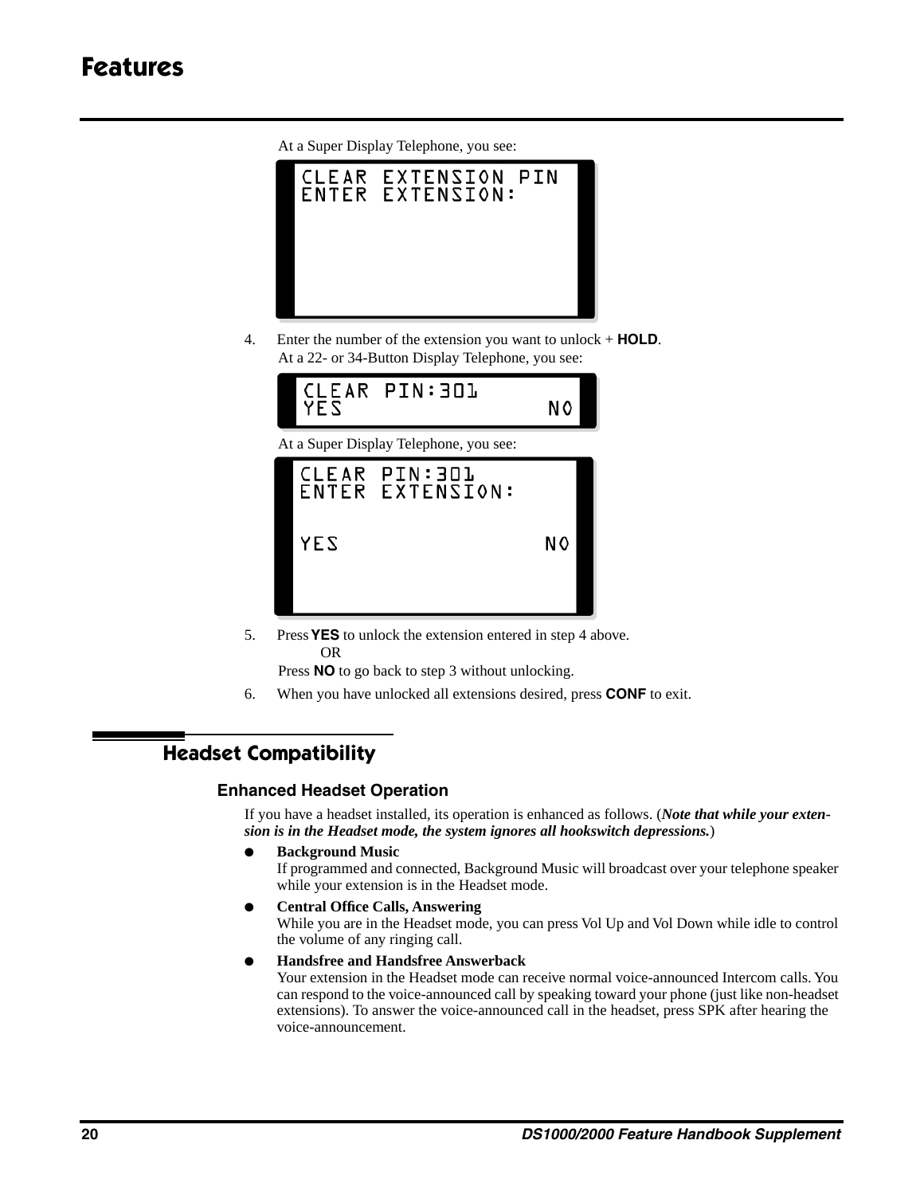At a Super Display Telephone, you see:

```
CLEAR EXTENSION PIN
ENTER EXTENSION:
```

4. Enter the number of the extension you want to unlock + **HOLD**.
   At a 22- or 34-Button Display Telephone, you see:

```
CLEAR PIN:301
YES                 NO
```

At a Super Display Telephone, you see:

```
CLEAR PIN:301
ENTER EXTENSION:

YES                 NO
```

5. Press **YES** to unlock the extension entered in step 4 above.
   OR
   Press **NO** to go back to step 3 without unlocking.
6. When you have unlocked all extensions desired, press **CONF** to exit.

## Headset Compatibility

### Enhanced Headset Operation

If you have a headset installed, its operation is enhanced as follows. (***Note that while your extension is in the Headset mode, the system ignores all hookswitch depressions.***)

- **Background Music**
  If programmed and connected, Background Music will broadcast over your telephone speaker while your extension is in the Headset mode.
- **Central Office Calls, Answering**
  While you are in the Headset mode, you can press Vol Up and Vol Down while idle to control the volume of any ringing call.
- **Handsfree and Handsfree Answerback**
  Your extension in the Headset mode can receive normal voice-announced Intercom calls. You can respond to the voice-announced call by speaking toward your phone (just like non-headset extensions). To answer the voice-announced call in the headset, press SPK after hearing the voice-announcement.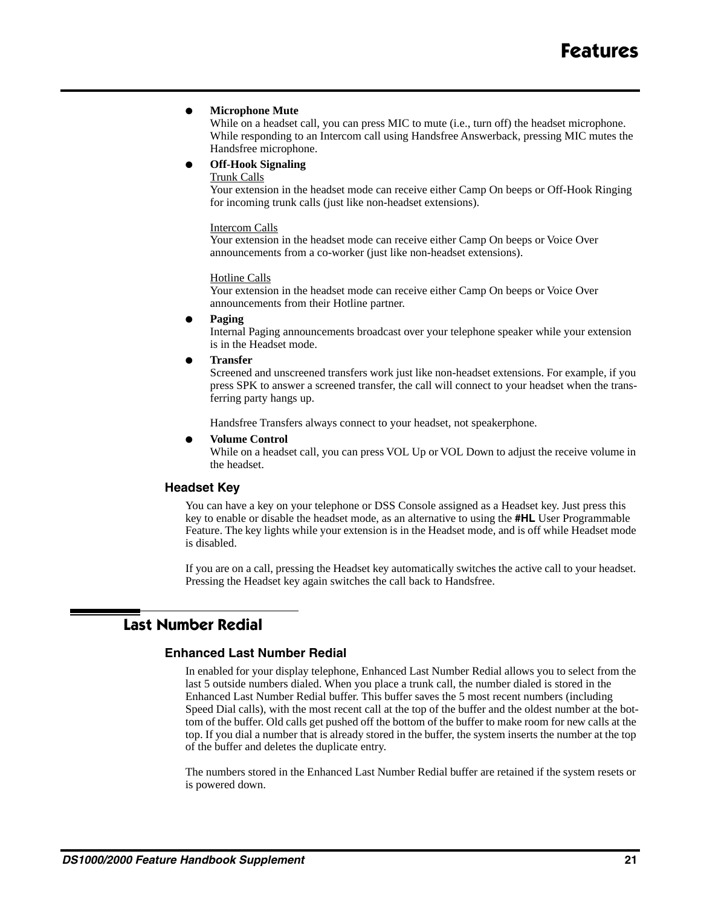- **Microphone Mute**
  While on a headset call, you can press MIC to mute (i.e., turn off) the headset microphone. While responding to an Intercom call using Handsfree Answerback, pressing MIC mutes the Handsfree microphone.
- **Off-Hook Signaling**
  Trunk Calls
  Your extension in the headset mode can receive either Camp On beeps or Off-Hook Ringing for incoming trunk calls (just like non-headset extensions).

  Intercom Calls
  Your extension in the headset mode can receive either Camp On beeps or Voice Over announcements from a co-worker (just like non-headset extensions).

  Hotline Calls
  Your extension in the headset mode can receive either Camp On beeps or Voice Over announcements from their Hotline partner.
- **Paging**
  Internal Paging announcements broadcast over your telephone speaker while your extension is in the Headset mode.
- **Transfer**
  Screened and unscreened transfers work just like non-headset extensions. For example, if you press SPK to answer a screened transfer, the call will connect to your headset when the transferring party hangs up.

  Handsfree Transfers always connect to your headset, not speakerphone.
- **Volume Control**
  While on a headset call, you can press VOL Up or VOL Down to adjust the receive volume in the headset.

### Headset Key

You can have a key on your telephone or DSS Console assigned as a Headset key. Just press this key to enable or disable the headset mode, as an alternative to using the **#HL** User Programmable Feature. The key lights while your extension is in the Headset mode, and is off while Headset mode is disabled.

If you are on a call, pressing the Headset key automatically switches the active call to your headset. Pressing the Headset key again switches the call back to Handsfree.

## Last Number Redial

### Enhanced Last Number Redial

In enabled for your display telephone, Enhanced Last Number Redial allows you to select from the last 5 outside numbers dialed. When you place a trunk call, the number dialed is stored in the Enhanced Last Number Redial buffer. This buffer saves the 5 most recent numbers (including Speed Dial calls), with the most recent call at the top of the buffer and the oldest number at the bottom of the buffer. Old calls get pushed off the bottom of the buffer to make room for new calls at the top. If you dial a number that is already stored in the buffer, the system inserts the number at the top of the buffer and deletes the duplicate entry.

The numbers stored in the Enhanced Last Number Redial buffer are retained if the system resets or is powered down.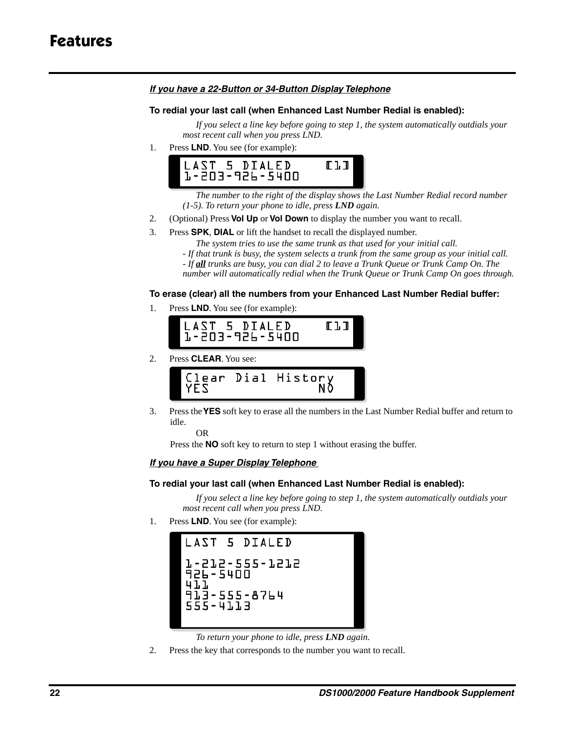# Features

***If you have a 22-Button or 34-Button Display Telephone***

**To redial your last call (when Enhanced Last Number Redial is enabled):**

*If you select a line key before going to step 1, the system automatically outdials your most recent call when you press LND.*

1. Press **LND**. You see (for example):

```
LAST 5 DIALED     [1]
1-203-926-5400
```

*The number to the right of the display shows the Last Number Redial record number (1-5). To return your phone to idle, press **LND** again.*

2. (Optional) Press **Vol Up** or **Vol Down** to display the number you want to recall.
3. Press **SPK**, **DIAL** or lift the handset to recall the displayed number.

   *The system tries to use the same trunk as that used for your initial call.*
   *- If that trunk is busy, the system selects a trunk from the same group as your initial call.*
   *- If **all** trunks are busy, you can dial 2 to leave a Trunk Queue or Trunk Camp On. The number will automatically redial when the Trunk Queue or Trunk Camp On goes through.*

**To erase (clear) all the numbers from your Enhanced Last Number Redial buffer:**

1. Press **LND**. You see (for example):

```
LAST 5 DIALED     [1]
1-203-926-5400
```

2. Press **CLEAR**. You see:

```
Clear Dial History
YES             NO
```

3. Press the **YES** soft key to erase all the numbers in the Last Number Redial buffer and return to idle.

   OR

   Press the **NO** soft key to return to step 1 without erasing the buffer.

***If you have a Super Display Telephone***

**To redial your last call (when Enhanced Last Number Redial is enabled):**

*If you select a line key before going to step 1, the system automatically outdials your most recent call when you press LND.*

1. Press **LND**. You see (for example):

```
LAST 5 DIALED

1-212-555-1212
926-5400
411
913-555-8764
555-4113
```

*To return your phone to idle, press **LND** again.*

2. Press the key that corresponds to the number you want to recall.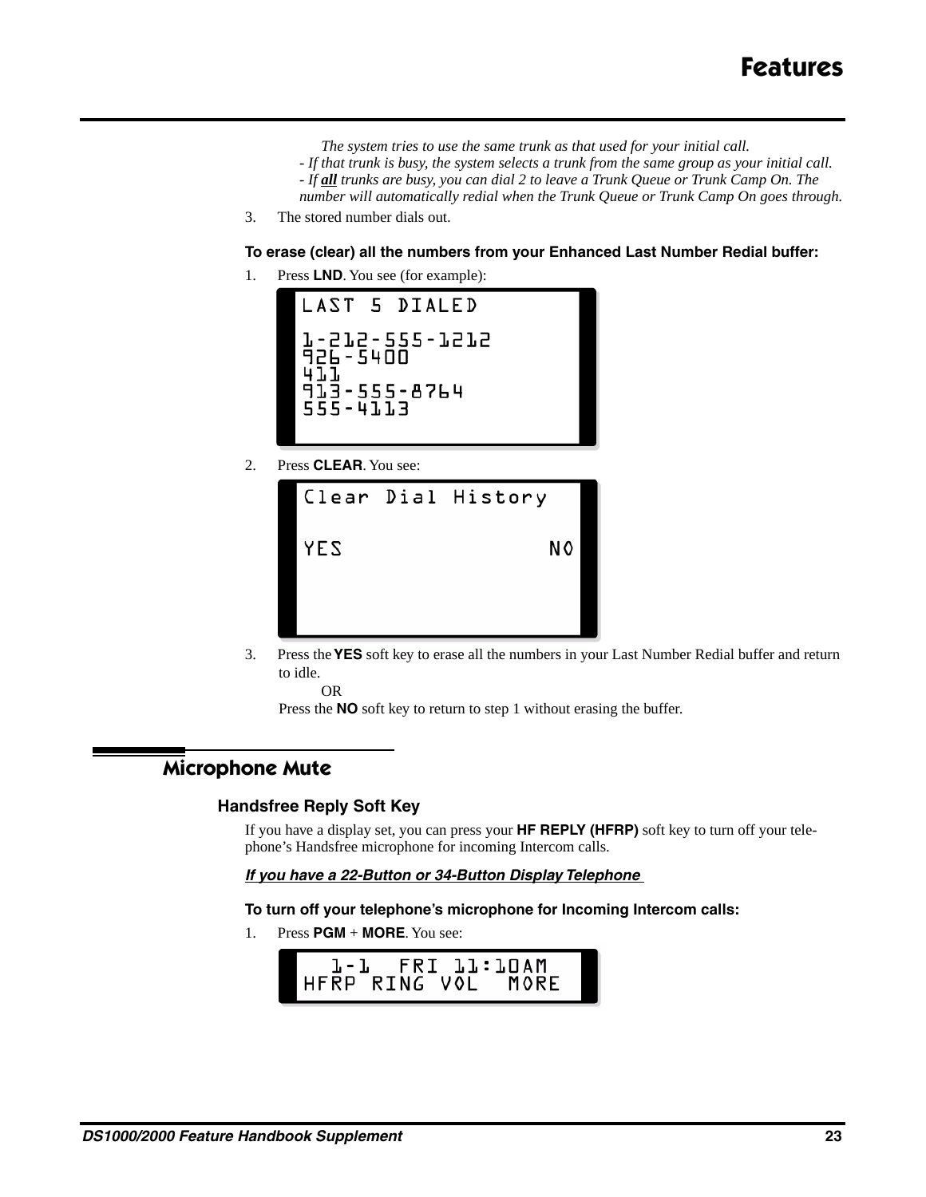*The system tries to use the same trunk as that used for your initial call.*
*- If that trunk is busy, the system selects a trunk from the same group as your initial call.*
*- If **all** trunks are busy, you can dial 2 to leave a Trunk Queue or Trunk Camp On. The number will automatically redial when the Trunk Queue or Trunk Camp On goes through.*

3. The stored number dials out.

**To erase (clear) all the numbers from your Enhanced Last Number Redial buffer:**

1. Press **LND**. You see (for example):

```
LAST 5 DIALED

1-212-555-1212
926-5400
411
913-555-8764
555-4113
```

2. Press **CLEAR**. You see:

```
Clear Dial History

YES                NO
```

3. Press the **YES** soft key to erase all the numbers in your Last Number Redial buffer and return to idle.

   OR

   Press the **NO** soft key to return to step 1 without erasing the buffer.

## Microphone Mute

### Handsfree Reply Soft Key

If you have a display set, you can press your **HF REPLY (HFRP)** soft key to turn off your telephone's Handsfree microphone for incoming Intercom calls.

***If you have a 22-Button or 34-Button Display Telephone***

**To turn off your telephone's microphone for Incoming Intercom calls:**

1. Press **PGM** + **MORE**. You see:

```
  1-1  FRI 11:10AM
HFRP RING VOL  MORE
```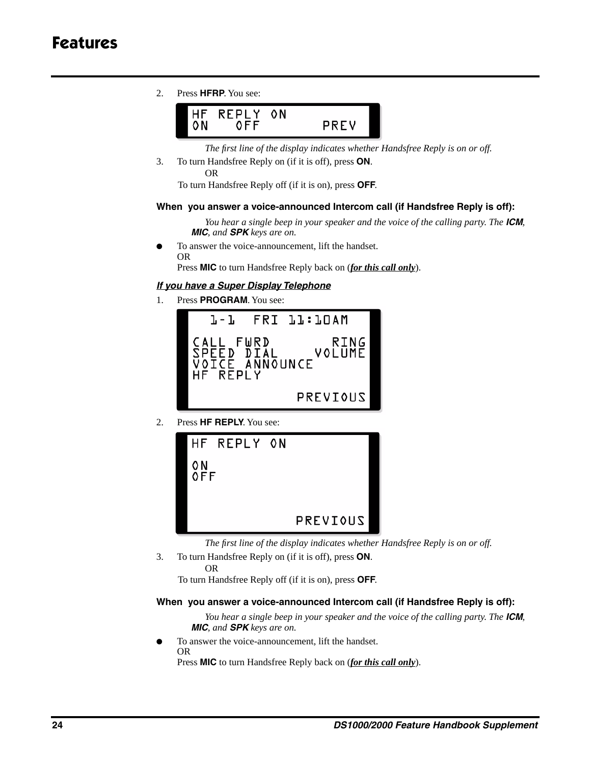2. Press **HFRP**. You see:

```
HF REPLY ON
ON   OFF       PREV
```

*The first line of the display indicates whether Handsfree Reply is on or off.*

3. To turn Handsfree Reply on (if it is off), press **ON**.

   OR

   To turn Handsfree Reply off (if it is on), press **OFF**.

**When you answer a voice-announced Intercom call (if Handsfree Reply is off):**

*You hear a single beep in your speaker and the voice of the calling party. The **ICM**, **MIC**, and **SPK** keys are on.*

- To answer the voice-announcement, lift the handset.

  OR

  Press **MIC** to turn Handsfree Reply back on (***for this call only***).

***If you have a Super Display Telephone***

1. Press **PROGRAM**. You see:

```
   1-1  FRI 11:10AM

CALL FWRD       RING
SPEED DIAL    VOLUME
VOICE ANNOUNCE
HF REPLY

            PREVIOUS
```

2. Press **HF REPLY**. You see:

```
HF REPLY ON

ON
OFF



            PREVIOUS
```

*The first line of the display indicates whether Handsfree Reply is on or off.*

3. To turn Handsfree Reply on (if it is off), press **ON**.

   OR

   To turn Handsfree Reply off (if it is on), press **OFF**.

**When you answer a voice-announced Intercom call (if Handsfree Reply is off):**

*You hear a single beep in your speaker and the voice of the calling party. The **ICM**, **MIC**, and **SPK** keys are on.*

- To answer the voice-announcement, lift the handset.

  OR

  Press **MIC** to turn Handsfree Reply back on (***for this call only***).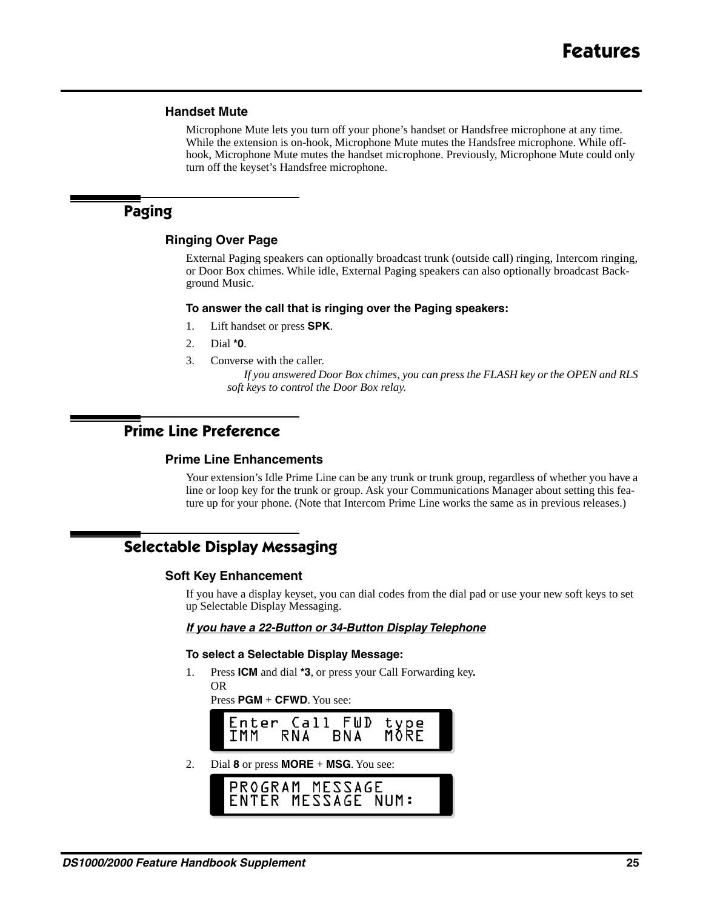### Handset Mute

Microphone Mute lets you turn off your phone's handset or Handsfree microphone at any time. While the extension is on-hook, Microphone Mute mutes the Handsfree microphone. While off-hook, Microphone Mute mutes the handset microphone. Previously, Microphone Mute could only turn off the keyset's Handsfree microphone.

## Paging

### Ringing Over Page

External Paging speakers can optionally broadcast trunk (outside call) ringing, Intercom ringing, or Door Box chimes. While idle, External Paging speakers can also optionally broadcast Background Music.

**To answer the call that is ringing over the Paging speakers:**

1. Lift handset or press **SPK**.
2. Dial ***0**.
3. Converse with the caller.

   *If you answered Door Box chimes, you can press the FLASH key or the OPEN and RLS soft keys to control the Door Box relay.*

## Prime Line Preference

### Prime Line Enhancements

Your extension's Idle Prime Line can be any trunk or trunk group, regardless of whether you have a line or loop key for the trunk or group. Ask your Communications Manager about setting this feature up for your phone. (Note that Intercom Prime Line works the same as in previous releases.)

## Selectable Display Messaging

### Soft Key Enhancement

If you have a display keyset, you can dial codes from the dial pad or use your new soft keys to set up Selectable Display Messaging.

***If you have a 22-Button or 34-Button Display Telephone***

**To select a Selectable Display Message:**

1. Press **ICM** and dial ***3**, or press your Call Forwarding key.
   OR
   Press **PGM** + **CFWD**. You see:

   ```
   Enter Call FWD type
   IMM  RNA  BNA  MORE
   ```

2. Dial **8** or press **MORE** + **MSG**. You see:

   ```
   PROGRAM MESSAGE
   ENTER MESSAGE NUM:
   ```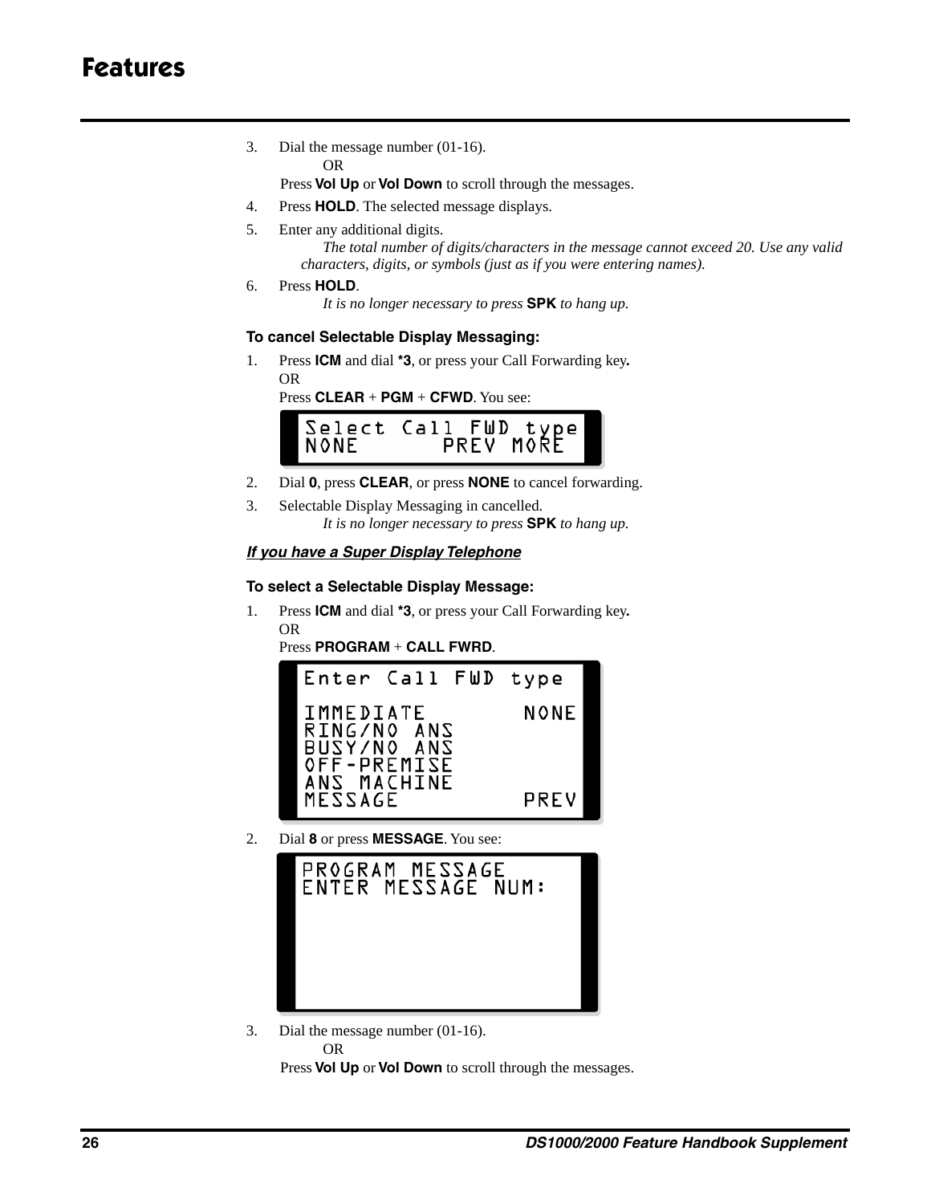3. Dial the message number (01-16).

   OR

   Press **Vol Up** or **Vol Down** to scroll through the messages.

4. Press **HOLD**. The selected message displays.
5. Enter any additional digits.

   *The total number of digits/characters in the message cannot exceed 20. Use any valid characters, digits, or symbols (just as if you were entering names).*

6. Press **HOLD**.

   *It is no longer necessary to press* **SPK** *to hang up.*

**To cancel Selectable Display Messaging:**

1. Press **ICM** and dial ***3**, or press your Call Forwarding key.

   OR

   Press **CLEAR** + **PGM** + **CFWD**. You see:

```
Select Call FWD type
NONE       PREV MORE
```

2. Dial **0**, press **CLEAR**, or press **NONE** to cancel forwarding.
3. Selectable Display Messaging in cancelled.

   *It is no longer necessary to press* **SPK** *to hang up.*

***If you have a Super Display Telephone***

**To select a Selectable Display Message:**

1. Press **ICM** and dial ***3**, or press your Call Forwarding key.

   OR

   Press **PROGRAM** + **CALL FWRD**.

```
Enter Call FWD type

IMMEDIATE       NONE
RING/NO ANS
BUSY/NO ANS
OFF-PREMISE
ANS MACHINE
MESSAGE         PREV
```

2. Dial **8** or press **MESSAGE**. You see:

```
PROGRAM MESSAGE
ENTER MESSAGE NUM:
```

3. Dial the message number (01-16).

   OR

   Press **Vol Up** or **Vol Down** to scroll through the messages.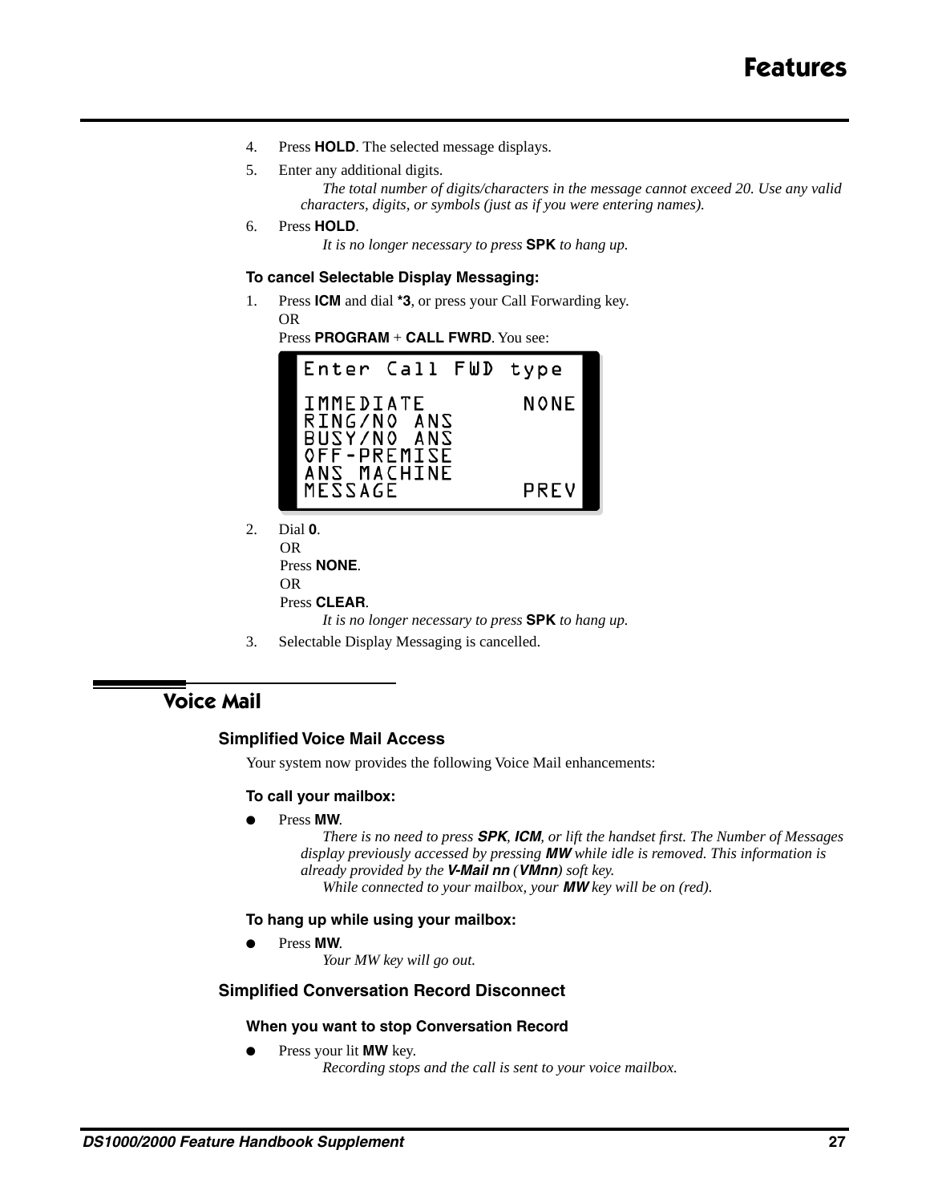4. Press **HOLD**. The selected message displays.
5. Enter any additional digits.

   *The total number of digits/characters in the message cannot exceed 20. Use any valid characters, digits, or symbols (just as if you were entering names).*
6. Press **HOLD**.

   *It is no longer necessary to press* **SPK** *to hang up.*

#### To cancel Selectable Display Messaging:

1. Press **ICM** and dial ***3**, or press your Call Forwarding key.

   OR

   Press **PROGRAM** + **CALL FWRD**. You see:

```
Enter Call FWD type

IMMEDIATE        NONE
RING/NO ANS
BUSY/NO ANS
OFF-PREMISE
ANS MACHINE
MESSAGE          PREV
```

2. Dial **0**.

   OR

   Press **NONE**.

   OR

   Press **CLEAR**.

   *It is no longer necessary to press* **SPK** *to hang up.*
3. Selectable Display Messaging is cancelled.

## Voice Mail

### Simplified Voice Mail Access

Your system now provides the following Voice Mail enhancements:

#### To call your mailbox:

- Press **MW**.

  *There is no need to press* ***SPK***, ***ICM***, *or lift the handset first. The Number of Messages display previously accessed by pressing* ***MW*** *while idle is removed. This information is already provided by the* ***V-Mail nn*** *(****VMnn****) soft key.*

  *While connected to your mailbox, your* ***MW*** *key will be on (red).*

#### To hang up while using your mailbox:

- Press **MW**.

  *Your MW key will go out.*

### Simplified Conversation Record Disconnect

#### When you want to stop Conversation Record

- Press your lit **MW** key.

  *Recording stops and the call is sent to your voice mailbox.*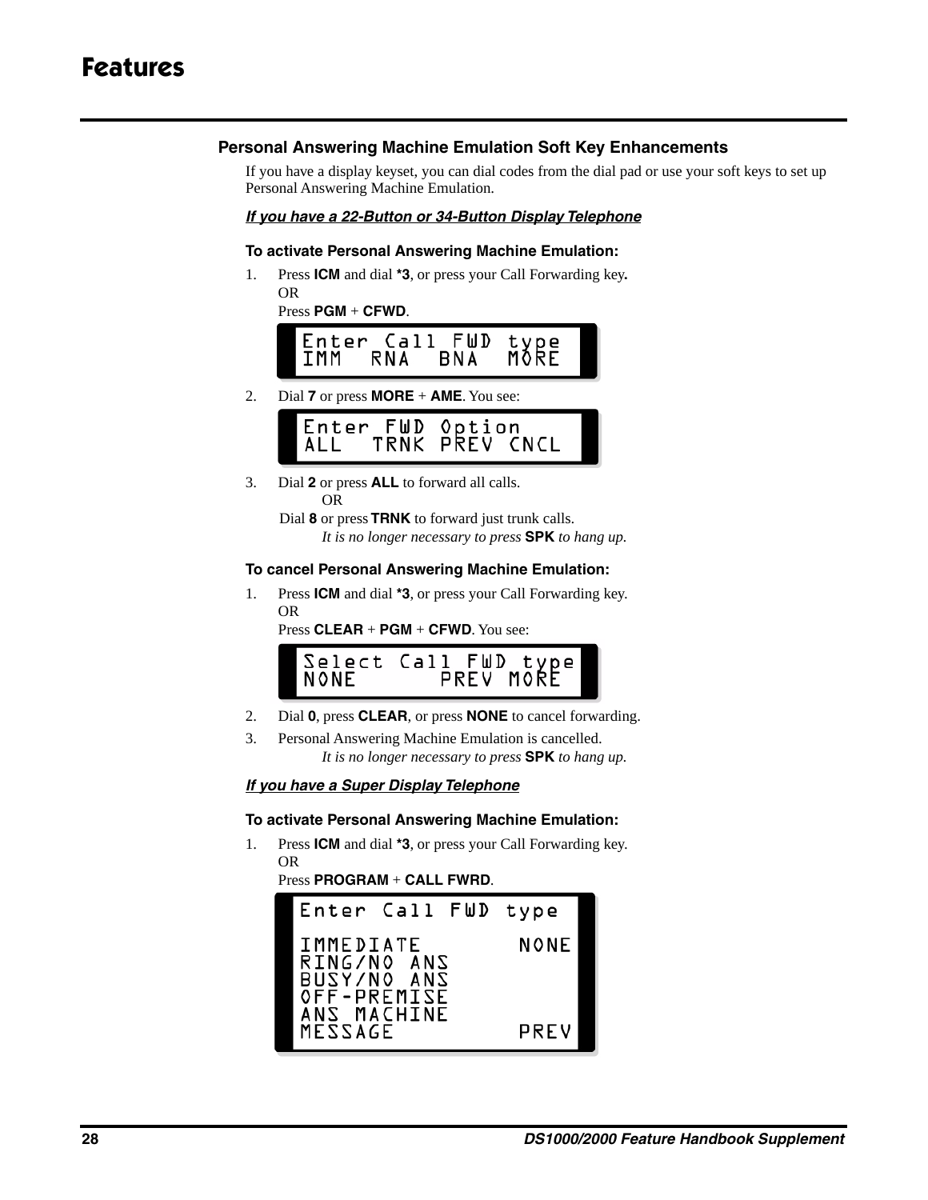# Features

### Personal Answering Machine Emulation Soft Key Enhancements

If you have a display keyset, you can dial codes from the dial pad or use your soft keys to set up Personal Answering Machine Emulation.

***If you have a 22-Button or 34-Button Display Telephone***

**To activate Personal Answering Machine Emulation:**

1. Press **ICM** and dial ***3**, or press your Call Forwarding key**.**
   OR
   Press **PGM** + **CFWD**.

```
Enter Call FWD type
IMM  RNA  BNA  MORE
```

2. Dial **7** or press **MORE** + **AME**. You see:

```
Enter FWD Option
ALL  TRNK PREV CNCL
```

3. Dial **2** or press **ALL** to forward all calls.
   OR
   Dial **8** or press **TRNK** to forward just trunk calls.
   *It is no longer necessary to press* **SPK** *to hang up.*

**To cancel Personal Answering Machine Emulation:**

1. Press **ICM** and dial ***3**, or press your Call Forwarding key.
   OR
   Press **CLEAR** + **PGM** + **CFWD**. You see:

```
Select Call FWD type
NONE      PREV MORE
```

2. Dial **0**, press **CLEAR**, or press **NONE** to cancel forwarding.
3. Personal Answering Machine Emulation is cancelled.
   *It is no longer necessary to press* **SPK** *to hang up.*

***If you have a Super Display Telephone***

**To activate Personal Answering Machine Emulation:**

1. Press **ICM** and dial ***3**, or press your Call Forwarding key.
   OR
   Press **PROGRAM** + **CALL FWRD**.

```
Enter Call FWD type

IMMEDIATE          NONE
RING/NO ANS
BUSY/NO ANS
OFF-PREMISE
ANS MACHINE
MESSAGE            PREV
```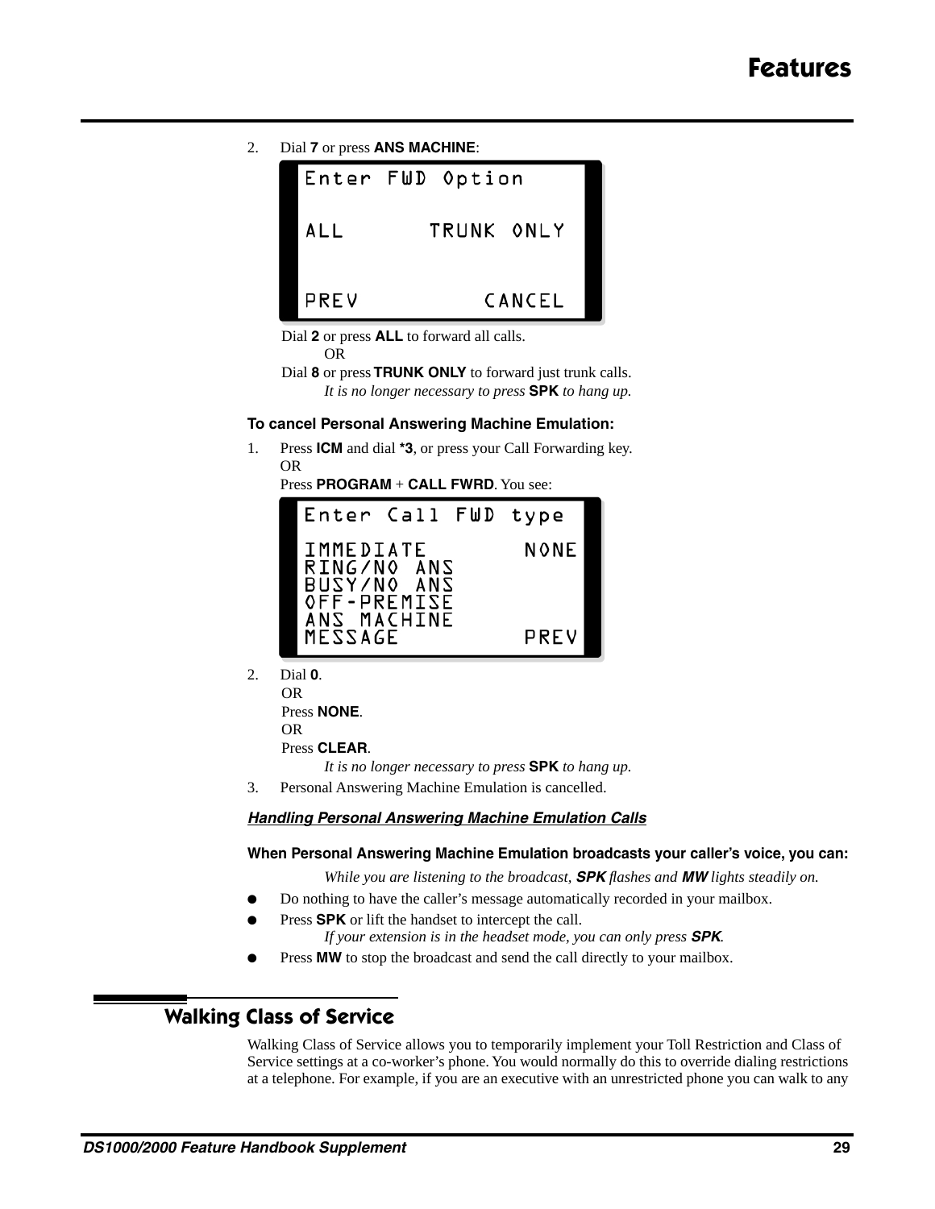2. Dial **7** or press **ANS MACHINE**:

```
Enter FWD Option

ALL       TRUNK ONLY


PREV          CANCEL
```

Dial **2** or press **ALL** to forward all calls.
OR
Dial **8** or press **TRUNK ONLY** to forward just trunk calls.
*It is no longer necessary to press* **SPK** *to hang up.*

**To cancel Personal Answering Machine Emulation:**

1. Press **ICM** and dial ***3**, or press your Call Forwarding key.
   OR
   Press **PROGRAM** + **CALL FWRD**. You see:

```
Enter Call FWD type

IMMEDIATE        NONE
RING/NO ANS
BUSY/NO ANS
OFF-PREMISE
ANS MACHINE
MESSAGE          PREV
```

2. Dial **0**.
   OR
   Press **NONE**.
   OR
   Press **CLEAR**.
   *It is no longer necessary to press* **SPK** *to hang up.*
3. Personal Answering Machine Emulation is cancelled.

***Handling Personal Answering Machine Emulation Calls***

**When Personal Answering Machine Emulation broadcasts your caller's voice, you can:**

*While you are listening to the broadcast,* ***SPK*** *flashes and* ***MW*** *lights steadily on.*

- Do nothing to have the caller's message automatically recorded in your mailbox.
- Press **SPK** or lift the handset to intercept the call.
  *If your extension is in the headset mode, you can only press* ***SPK****.*
- Press **MW** to stop the broadcast and send the call directly to your mailbox.

## Walking Class of Service

Walking Class of Service allows you to temporarily implement your Toll Restriction and Class of Service settings at a co-worker's phone. You would normally do this to override dialing restrictions at a telephone. For example, if you are an executive with an unrestricted phone you can walk to any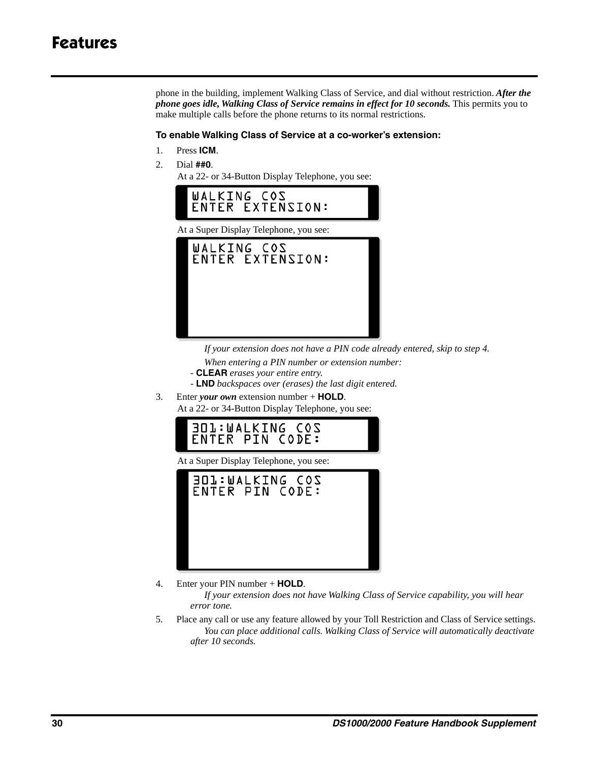phone in the building, implement Walking Class of Service, and dial without restriction. ***After the phone goes idle, Walking Class of Service remains in effect for 10 seconds.*** This permits you to make multiple calls before the phone returns to its normal restrictions.

**To enable Walking Class of Service at a co-worker's extension:**

1. Press **ICM**.
2. Dial **##0**.
   At a 22- or 34-Button Display Telephone, you see:

   ```
   WALKING COS
   ENTER EXTENSION:
   ```

   At a Super Display Telephone, you see:

   ```
   WALKING COS
   ENTER EXTENSION:
   ```

   *If your extension does not have a PIN code already entered, skip to step 4.*

   *When entering a PIN number or extension number:*
   - **CLEAR** *erases your entire entry.*
   - **LND** *backspaces over (erases) the last digit entered.*
3. Enter ***your own*** extension number + **HOLD**.
   At a 22- or 34-Button Display Telephone, you see:

   ```
   301:WALKING COS
   ENTER PIN CODE:
   ```

   At a Super Display Telephone, you see:

   ```
   301:WALKING COS
   ENTER PIN CODE:
   ```
4. Enter your PIN number + **HOLD**.
   *If your extension does not have Walking Class of Service capability, you will hear error tone.*
5. Place any call or use any feature allowed by your Toll Restriction and Class of Service settings.
   *You can place additional calls. Walking Class of Service will automatically deactivate after 10 seconds.*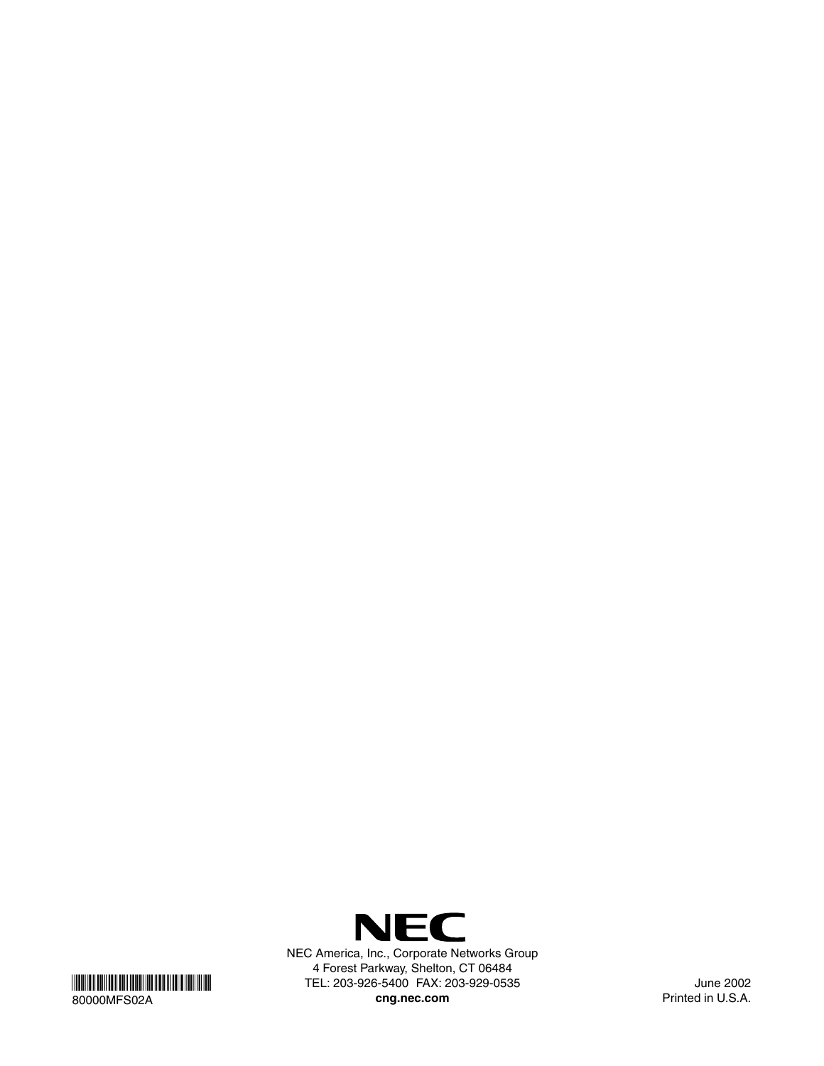NEC

NEC America, Inc., Corporate Networks Group
4 Forest Parkway, Shelton, CT 06484
TEL: 203-926-5400 FAX: 203-929-0535
**cng.nec.com**

80000MFS02A

June 2002
Printed in U.S.A.